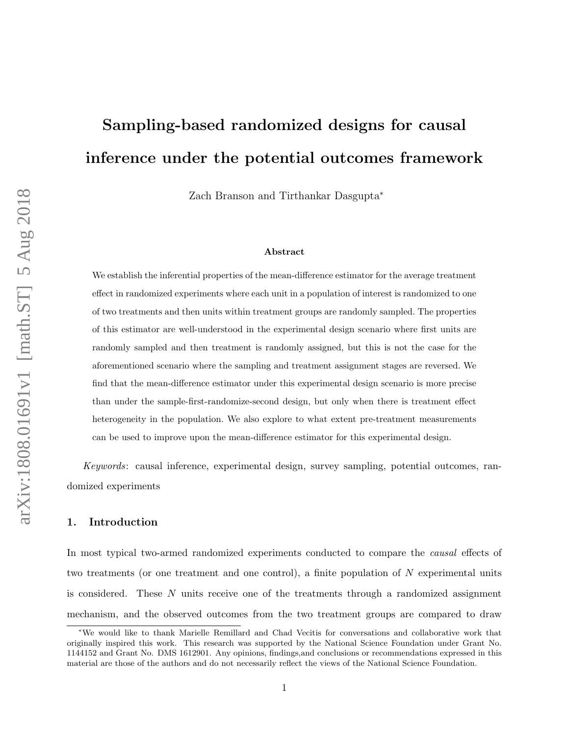# Sampling-based randomized designs for causal inference under the potential outcomes framework

Zach Branson and Tirthankar Dasgupta*

### Abstract

We establish the inferential properties of the mean-difference estimator for the average treatment effect in randomized experiments where each unit in a population of interest is randomized to one of two treatments and then units within treatment groups are randomly sampled. The properties of this estimator are well-understood in the experimental design scenario where first units are randomly sampled and then treatment is randomly assigned, but this is not the case for the aforementioned scenario where the sampling and treatment assignment stages are reversed. We find that the mean-difference estimator under this experimental design scenario is more precise than under the sample-first-randomize-second design, but only when there is treatment effect heterogeneity in the population. We also explore to what extent pre-treatment measurements can be used to improve upon the mean-difference estimator for this experimental design.

*Keywords*: causal inference, experimental design, survey sampling, potential outcomes, randomized experiments

## 1. Introduction

In most typical two-armed randomized experiments conducted to compare the *causal* effects of two treatments (or one treatment and one control), a finite population of $N$ experimental units is considered. These $N$ units receive one of the treatments through a randomized assignment mechanism, and the observed outcomes from the two treatment groups are compared to draw

*We would like to thank Marielle Remillard and Chad Vecitis for conversations and collaborative work that originally inspired this work. This research was supported by the National Science Foundation under Grant No. 1144152 and Grant No. DMS 1612901. Any opinions, findings,and conclusions or recommendations expressed in this material are those of the authors and do not necessarily reflect the views of the National Science Foundation.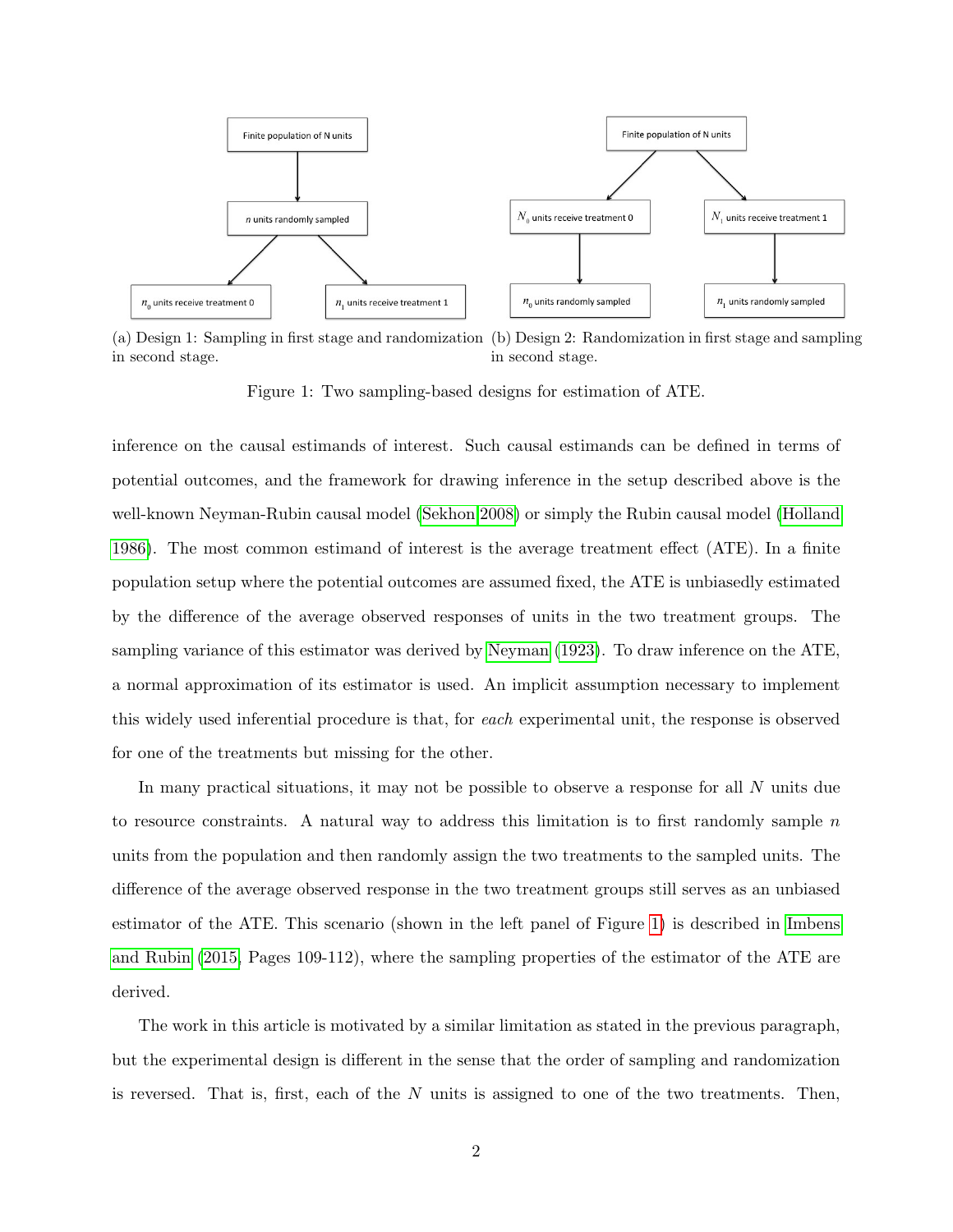Finite population of N units

$n$ units randomly sampled

$n_0$ units receive treatment 0

$n_1$ units receive treatment 1

(a) Design 1: Sampling in first stage and randomization in second stage.

Finite population of N units

$N_0$ units receive treatment 0

$N_1$ units receive treatment 1

$n_0$ units randomly sampled

$n_1$ units randomly sampled

(b) Design 2: Randomization in first stage and sampling in second stage.

Figure 1: Two sampling-based designs for estimation of ATE.

inference on the causal estimands of interest. Such causal estimands can be defined in terms of potential outcomes, and the framework for drawing inference in the setup described above is the well-known Neyman-Rubin causal model (Sekhon 2008) or simply the Rubin causal model (Holland 1986). The most common estimand of interest is the average treatment effect (ATE). In a finite population setup where the potential outcomes are assumed fixed, the ATE is unbiasedly estimated by the difference of the average observed responses of units in the two treatment groups. The sampling variance of this estimator was derived by Neyman (1923). To draw inference on the ATE, a normal approximation of its estimator is used. An implicit assumption necessary to implement this widely used inferential procedure is that, for *each* experimental unit, the response is observed for one of the treatments but missing for the other.

In many practical situations, it may not be possible to observe a response for all $N$ units due to resource constraints. A natural way to address this limitation is to first randomly sample $n$ units from the population and then randomly assign the two treatments to the sampled units. The difference of the average observed response in the two treatment groups still serves as an unbiased estimator of the ATE. This scenario (shown in the left panel of Figure 1) is described in Imbens and Rubin (2015, Pages 109-112), where the sampling properties of the estimator of the ATE are derived.

The work in this article is motivated by a similar limitation as stated in the previous paragraph, but the experimental design is different in the sense that the order of sampling and randomization is reversed. That is, first, each of the $N$ units is assigned to one of the two treatments. Then,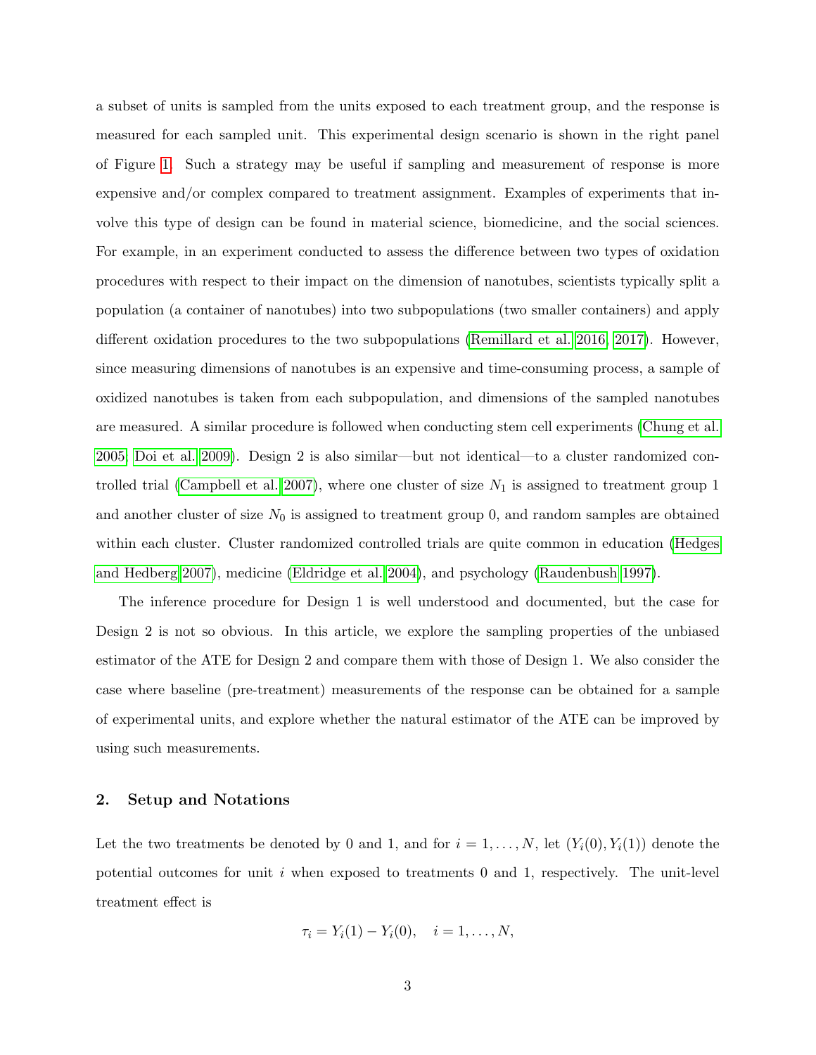a subset of units is sampled from the units exposed to each treatment group, and the response is measured for each sampled unit. This experimental design scenario is shown in the right panel of Figure 1. Such a strategy may be useful if sampling and measurement of response is more expensive and/or complex compared to treatment assignment. Examples of experiments that involve this type of design can be found in material science, biomedicine, and the social sciences. For example, in an experiment conducted to assess the difference between two types of oxidation procedures with respect to their impact on the dimension of nanotubes, scientists typically split a population (a container of nanotubes) into two subpopulations (two smaller containers) and apply different oxidation procedures to the two subpopulations (Remillard et al. 2016, 2017). However, since measuring dimensions of nanotubes is an expensive and time-consuming process, a sample of oxidized nanotubes is taken from each subpopulation, and dimensions of the sampled nanotubes are measured. A similar procedure is followed when conducting stem cell experiments (Chung et al. 2005, Doi et al. 2009). Design 2 is also similar—but not identical—to a cluster randomized controlled trial (Campbell et al. 2007), where one cluster of size $N_1$ is assigned to treatment group 1 and another cluster of size $N_0$ is assigned to treatment group 0, and random samples are obtained within each cluster. Cluster randomized controlled trials are quite common in education (Hedges and Hedberg 2007), medicine (Eldridge et al. 2004), and psychology (Raudenbush 1997).

The inference procedure for Design 1 is well understood and documented, but the case for Design 2 is not so obvious. In this article, we explore the sampling properties of the unbiased estimator of the ATE for Design 2 and compare them with those of Design 1. We also consider the case where baseline (pre-treatment) measurements of the response can be obtained for a sample of experimental units, and explore whether the natural estimator of the ATE can be improved by using such measurements.

## 2. Setup and Notations

Let the two treatments be denoted by 0 and 1, and for $i = 1, \ldots, N$, let $(Y_i(0), Y_i(1))$ denote the potential outcomes for unit $i$ when exposed to treatments 0 and 1, respectively. The unit-level treatment effect is

$$\tau_i = Y_i(1) - Y_i(0), \quad i = 1, \ldots, N,$$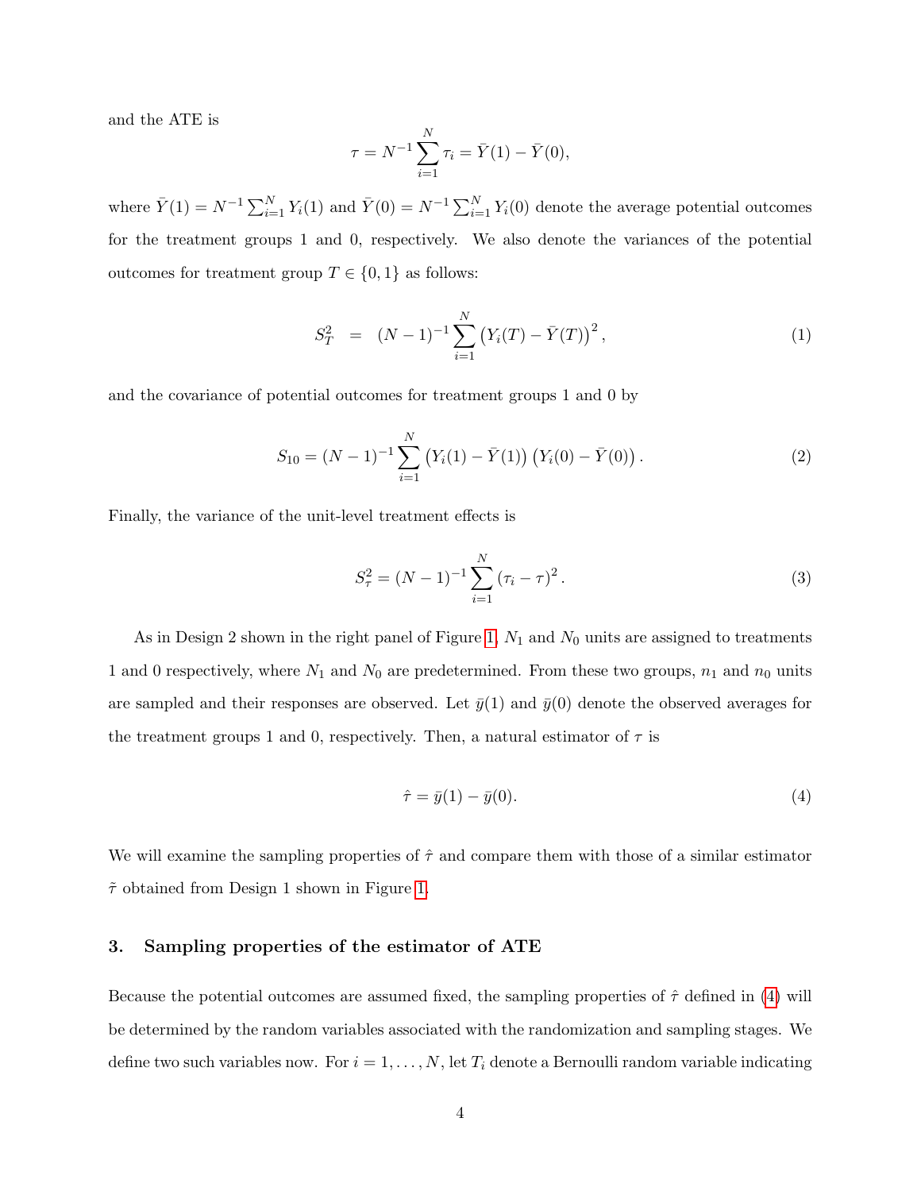and the ATE is

$$\tau = N^{-1} \sum_{i=1}^{N} \tau_i = \bar{Y}(1) - \bar{Y}(0),$$

where $\bar{Y}(1) = N^{-1} \sum_{i=1}^{N} Y_i(1)$ and $\bar{Y}(0) = N^{-1} \sum_{i=1}^{N} Y_i(0)$ denote the average potential outcomes for the treatment groups 1 and 0, respectively. We also denote the variances of the potential outcomes for treatment group $T \in \{0, 1\}$ as follows:

$$S_T^2 \;\; = \;\; (N-1)^{-1} \sum_{i=1}^{N} \left( Y_i(T) - \bar{Y}(T) \right)^2, \tag{1}$$

and the covariance of potential outcomes for treatment groups 1 and 0 by

$$S_{10} = (N-1)^{-1} \sum_{i=1}^{N} \left( Y_i(1) - \bar{Y}(1) \right) \left( Y_i(0) - \bar{Y}(0) \right). \tag{2}$$

Finally, the variance of the unit-level treatment effects is

$$S_\tau^2 = (N-1)^{-1} \sum_{i=1}^{N} \left( \tau_i - \tau \right)^2. \tag{3}$$

As in Design 2 shown in the right panel of Figure 1, $N_1$ and $N_0$ units are assigned to treatments 1 and 0 respectively, where $N_1$ and $N_0$ are predetermined. From these two groups, $n_1$ and $n_0$ units are sampled and their responses are observed. Let $\bar{y}(1)$ and $\bar{y}(0)$ denote the observed averages for the treatment groups 1 and 0, respectively. Then, a natural estimator of $\tau$ is

$$\hat{\tau} = \bar{y}(1) - \bar{y}(0). \tag{4}$$

We will examine the sampling properties of $\hat{\tau}$ and compare them with those of a similar estimator $\tilde{\tau}$ obtained from Design 1 shown in Figure 1.

## 3. Sampling properties of the estimator of ATE

Because the potential outcomes are assumed fixed, the sampling properties of $\hat{\tau}$ defined in (4) will be determined by the random variables associated with the randomization and sampling stages. We define two such variables now. For $i = 1, \ldots, N$, let $T_i$ denote a Bernoulli random variable indicating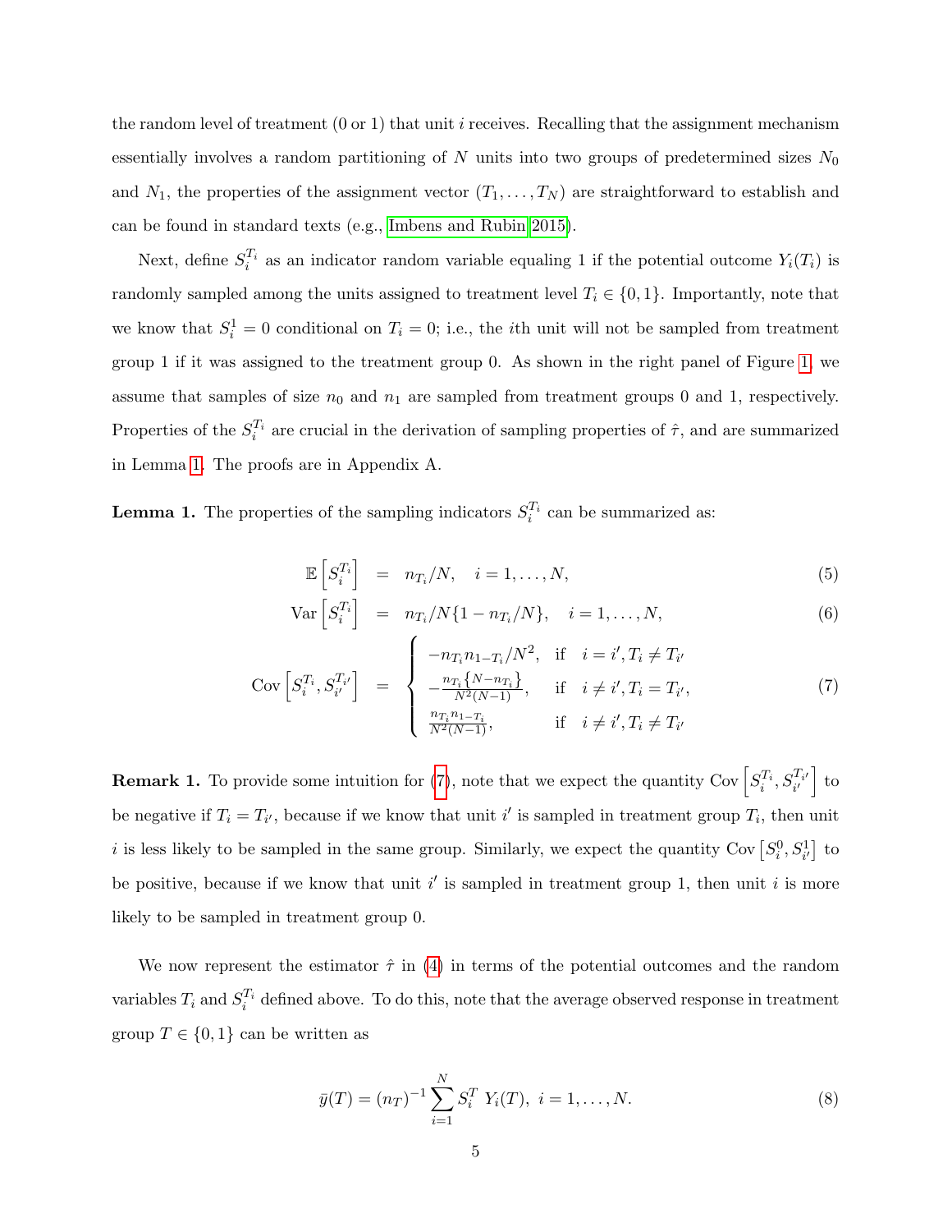the random level of treatment (0 or 1) that unit $i$ receives. Recalling that the assignment mechanism essentially involves a random partitioning of $N$ units into two groups of predetermined sizes $N_0$ and $N_1$, the properties of the assignment vector $(T_1, \ldots, T_N)$ are straightforward to establish and can be found in standard texts (e.g., Imbens and Rubin 2015).

Next, define $S_i^{T_i}$ as an indicator random variable equaling 1 if the potential outcome $Y_i(T_i)$ is randomly sampled among the units assigned to treatment level $T_i \in \{0, 1\}$. Importantly, note that we know that $S_i^1 = 0$ conditional on $T_i = 0$; i.e., the $i$th unit will not be sampled from treatment group 1 if it was assigned to the treatment group 0. As shown in the right panel of Figure 1, we assume that samples of size $n_0$ and $n_1$ are sampled from treatment groups 0 and 1, respectively. Properties of the $S_i^{T_i}$ are crucial in the derivation of sampling properties of $\hat{\tau}$, and are summarized in Lemma 1. The proofs are in Appendix A.

**Lemma 1.** The properties of the sampling indicators $S_i^{T_i}$ can be summarized as:

$$\mathbb{E}\left[S_i^{T_i}\right] = n_{T_i}/N, \quad i = 1, \ldots, N, \tag{5}$$

$$\text{Var}\left[S_i^{T_i}\right] = n_{T_i}/N\{1 - n_{T_i}/N\}, \quad i = 1, \ldots, N, \tag{6}$$

$$\text{Cov}\left[S_i^{T_i}, S_{i'}^{T_{i'}}\right] = \begin{cases} -n_{T_i} n_{1-T_i}/N^2, & \text{if} \quad i = i', T_i \neq T_{i'} \\ -\frac{n_{T_i}\{N - n_{T_i}\}}{N^2(N-1)}, & \text{if} \quad i \neq i', T_i = T_{i'}, \\ \frac{n_{T_i} n_{1-T_i}}{N^2(N-1)}, & \text{if} \quad i \neq i', T_i \neq T_{i'} \end{cases} \tag{7}$$

**Remark 1.** To provide some intuition for (7), note that we expect the quantity $\text{Cov}\left[S_i^{T_i}, S_{i'}^{T_{i'}}\right]$ to be negative if $T_i = T_{i'}$, because if we know that unit $i'$ is sampled in treatment group $T_i$, then unit $i$ is less likely to be sampled in the same group. Similarly, we expect the quantity $\text{Cov}\left[S_i^0, S_{i'}^1\right]$ to be positive, because if we know that unit $i'$ is sampled in treatment group 1, then unit $i$ is more likely to be sampled in treatment group 0.

We now represent the estimator $\hat{\tau}$ in (4) in terms of the potential outcomes and the random variables $T_i$ and $S_i^{T_i}$ defined above. To do this, note that the average observed response in treatment group $T \in \{0, 1\}$ can be written as

$$\bar{y}(T) = (n_T)^{-1} \sum_{i=1}^{N} S_i^T \; Y_i(T), \; i = 1, \ldots, N. \tag{8}$$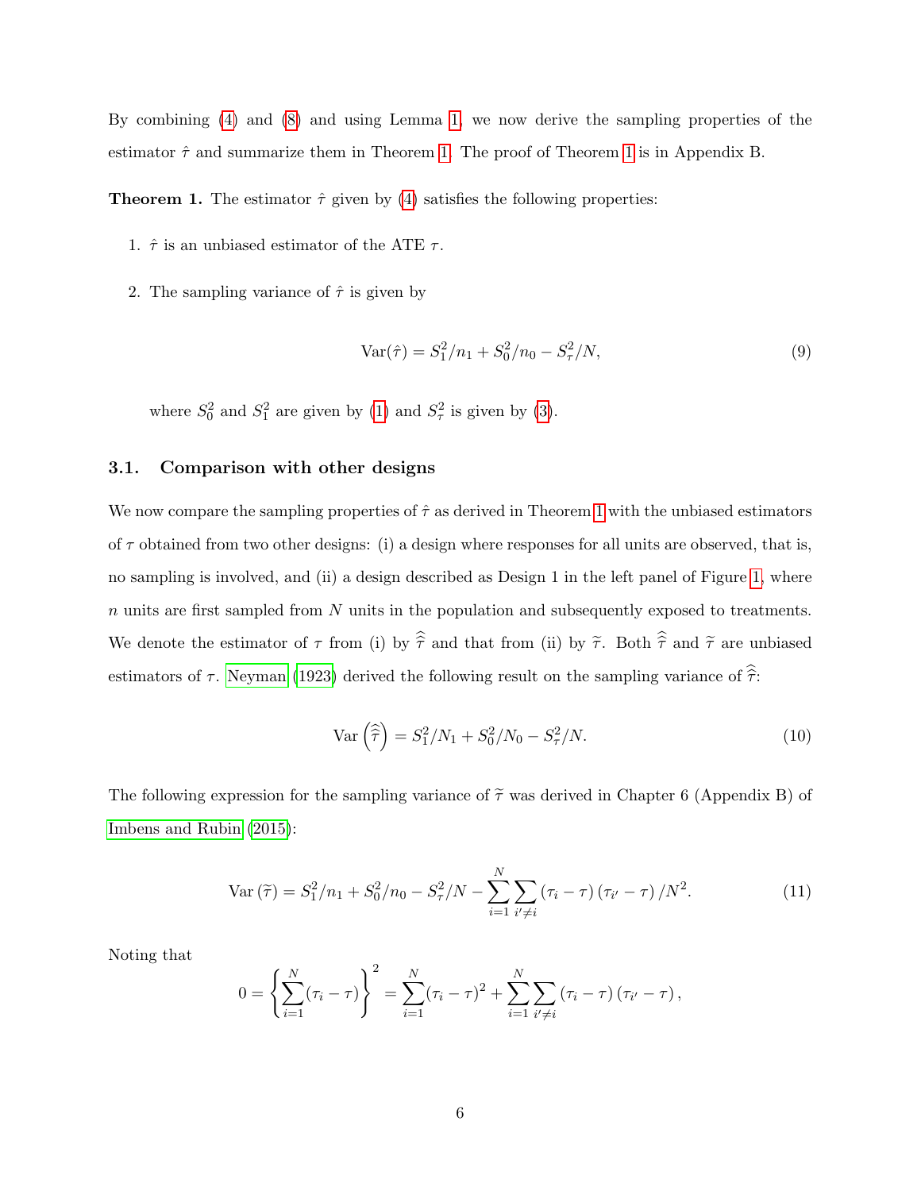By combining (4) and (8) and using Lemma 1, we now derive the sampling properties of the estimator $\hat{\tau}$ and summarize them in Theorem 1. The proof of Theorem 1 is in Appendix B.

**Theorem 1.** The estimator $\hat{\tau}$ given by (4) satisfies the following properties:

1. $\hat{\tau}$ is an unbiased estimator of the ATE $\tau$.

2. The sampling variance of $\hat{\tau}$ is given by

$$\text{Var}(\hat{\tau}) = S_1^2/n_1 + S_0^2/n_0 - S_\tau^2/N, \tag{9}$$

where $S_0^2$ and $S_1^2$ are given by (1) and $S_\tau^2$ is given by (3).

### 3.1. Comparison with other designs

We now compare the sampling properties of $\hat{\tau}$ as derived in Theorem 1 with the unbiased estimators of $\tau$ obtained from two other designs: (i) a design where responses for all units are observed, that is, no sampling is involved, and (ii) a design described as Design 1 in the left panel of Figure 1, where $n$ units are first sampled from $N$ units in the population and subsequently exposed to treatments. We denote the estimator of $\tau$ from (i) by $\widehat{\widehat{\tau}}$ and that from (ii) by $\widetilde{\tau}$. Both $\widehat{\widehat{\tau}}$ and $\widetilde{\tau}$ are unbiased estimators of $\tau$. Neyman (1923) derived the following result on the sampling variance of $\widehat{\widehat{\tau}}$:

$$\text{Var}\left(\widehat{\widehat{\tau}}\right) = S_1^2/N_1 + S_0^2/N_0 - S_\tau^2/N. \tag{10}$$

The following expression for the sampling variance of $\widetilde{\tau}$ was derived in Chapter 6 (Appendix B) of Imbens and Rubin (2015):

$$\text{Var}\left(\widetilde{\tau}\right) = S_1^2/n_1 + S_0^2/n_0 - S_\tau^2/N - \sum_{i=1}^{N} \sum_{i' \neq i} \left(\tau_i - \tau\right)\left(\tau_{i'} - \tau\right)/N^2. \tag{11}$$

Noting that

$$0 = \left\{\sum_{i=1}^{N} (\tau_i - \tau)\right\}^2 = \sum_{i=1}^{N} (\tau_i - \tau)^2 + \sum_{i=1}^{N} \sum_{i' \neq i} \left(\tau_i - \tau\right)\left(\tau_{i'} - \tau\right),$$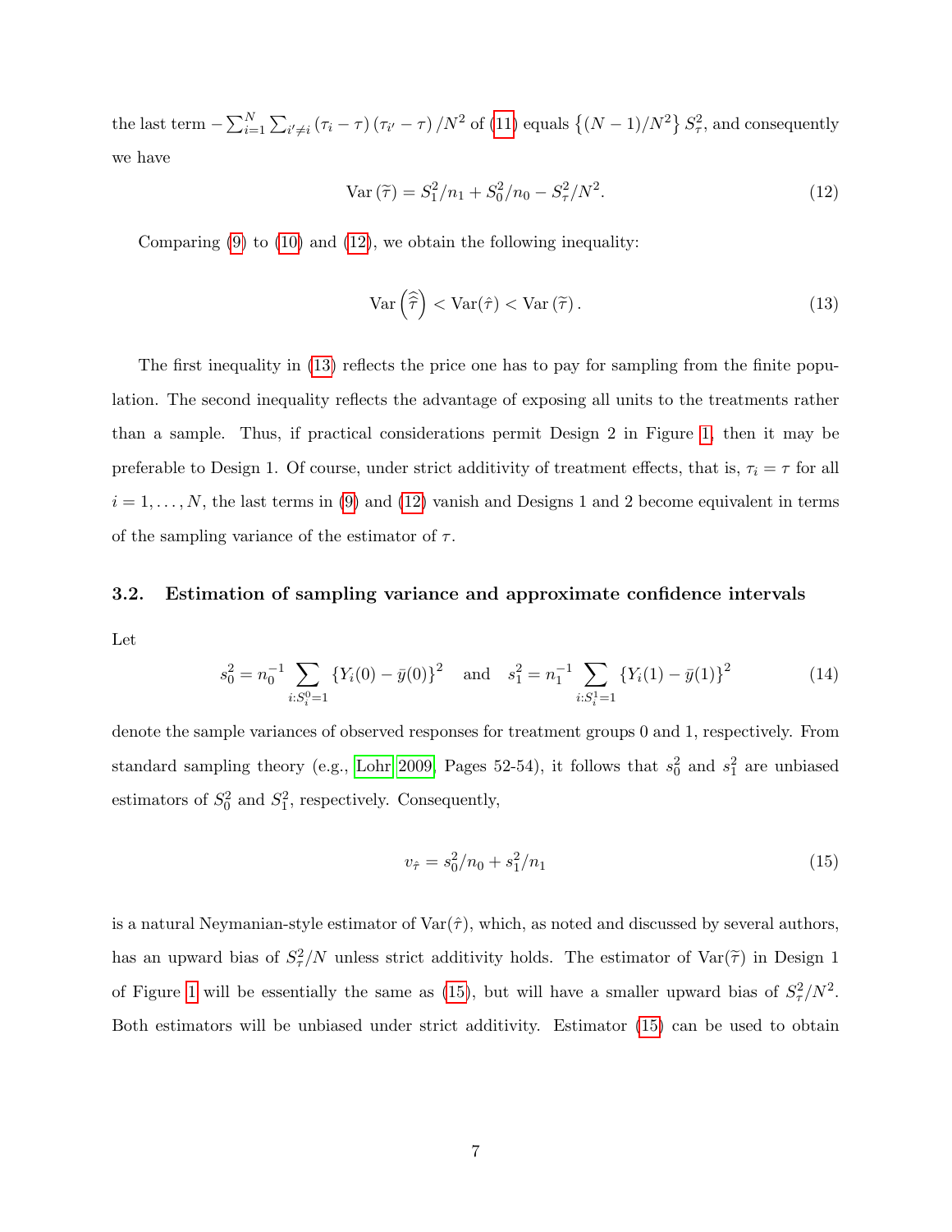the last term $-\sum_{i=1}^{N}\sum_{i' \neq i}(\tau_i - \tau)(\tau_{i'} - \tau)/N^2$ of (11) equals $\left\{(N-1)/N^2\right\} S_\tau^2$, and consequently we have

$$\operatorname{Var}(\widetilde{\tau}) = S_1^2/n_1 + S_0^2/n_0 - S_\tau^2/N^2. \tag{12}$$

Comparing (9) to (10) and (12), we obtain the following inequality:

$$\operatorname{Var}\left(\widehat{\widehat{\tau}}\right) < \operatorname{Var}(\hat{\tau}) < \operatorname{Var}(\widetilde{\tau}). \tag{13}$$

The first inequality in (13) reflects the price one has to pay for sampling from the finite population. The second inequality reflects the advantage of exposing all units to the treatments rather than a sample. Thus, if practical considerations permit Design 2 in Figure 1, then it may be preferable to Design 1. Of course, under strict additivity of treatment effects, that is, $\tau_i = \tau$ for all $i = 1, \ldots, N$, the last terms in (9) and (12) vanish and Designs 1 and 2 become equivalent in terms of the sampling variance of the estimator of $\tau$.

### 3.2. Estimation of sampling variance and approximate confidence intervals

Let

$$s_0^2 = n_0^{-1} \sum_{i:S_i^0=1} \left\{Y_i(0) - \bar{y}(0)\right\}^2 \quad \text{and} \quad s_1^2 = n_1^{-1} \sum_{i:S_i^1=1} \left\{Y_i(1) - \bar{y}(1)\right\}^2 \tag{14}$$

denote the sample variances of observed responses for treatment groups 0 and 1, respectively. From standard sampling theory (e.g., Lohr 2009, Pages 52-54), it follows that $s_0^2$ and $s_1^2$ are unbiased estimators of $S_0^2$ and $S_1^2$, respectively. Consequently,

$$v_{\hat{\tau}} = s_0^2/n_0 + s_1^2/n_1 \tag{15}$$

is a natural Neymanian-style estimator of $\operatorname{Var}(\hat{\tau})$, which, as noted and discussed by several authors, has an upward bias of $S_\tau^2/N$ unless strict additivity holds. The estimator of $\operatorname{Var}(\widetilde{\tau})$ in Design 1 of Figure 1 will be essentially the same as (15), but will have a smaller upward bias of $S_\tau^2/N^2$. Both estimators will be unbiased under strict additivity. Estimator (15) can be used to obtain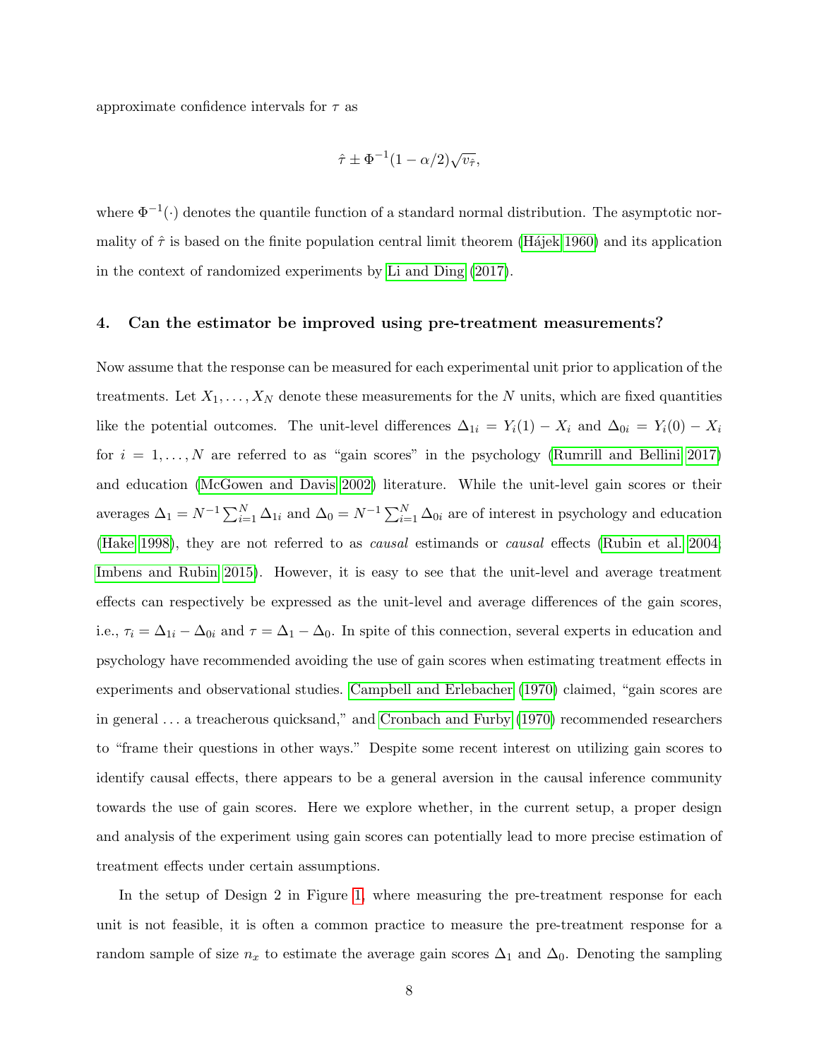approximate confidence intervals for $\tau$ as

$$\hat{\tau} \pm \Phi^{-1}(1 - \alpha/2)\sqrt{v_{\hat{\tau}}},$$

where $\Phi^{-1}(\cdot)$ denotes the quantile function of a standard normal distribution. The asymptotic normality of $\hat{\tau}$ is based on the finite population central limit theorem (Hájek 1960) and its application in the context of randomized experiments by Li and Ding (2017).

## 4. Can the estimator be improved using pre-treatment measurements?

Now assume that the response can be measured for each experimental unit prior to application of the treatments. Let $X_1, \ldots, X_N$ denote these measurements for the $N$ units, which are fixed quantities like the potential outcomes. The unit-level differences $\Delta_{1i} = Y_i(1) - X_i$ and $\Delta_{0i} = Y_i(0) - X_i$ for $i = 1, \ldots, N$ are referred to as "gain scores" in the psychology (Rumrill and Bellini 2017) and education (McGowen and Davis 2002) literature. While the unit-level gain scores or their averages $\Delta_1 = N^{-1} \sum_{i=1}^{N} \Delta_{1i}$ and $\Delta_0 = N^{-1} \sum_{i=1}^{N} \Delta_{0i}$ are of interest in psychology and education (Hake 1998), they are not referred to as *causal* estimands or *causal* effects (Rubin et al. 2004; Imbens and Rubin 2015). However, it is easy to see that the unit-level and average treatment effects can respectively be expressed as the unit-level and average differences of the gain scores, i.e., $\tau_i = \Delta_{1i} - \Delta_{0i}$ and $\tau = \Delta_1 - \Delta_0$. In spite of this connection, several experts in education and psychology have recommended avoiding the use of gain scores when estimating treatment effects in experiments and observational studies. Campbell and Erlebacher (1970) claimed, "gain scores are in general ... a treacherous quicksand," and Cronbach and Furby (1970) recommended researchers to "frame their questions in other ways." Despite some recent interest on utilizing gain scores to identify causal effects, there appears to be a general aversion in the causal inference community towards the use of gain scores. Here we explore whether, in the current setup, a proper design and analysis of the experiment using gain scores can potentially lead to more precise estimation of treatment effects under certain assumptions.

In the setup of Design 2 in Figure 1, where measuring the pre-treatment response for each unit is not feasible, it is often a common practice to measure the pre-treatment response for a random sample of size $n_x$ to estimate the average gain scores $\Delta_1$ and $\Delta_0$. Denoting the sampling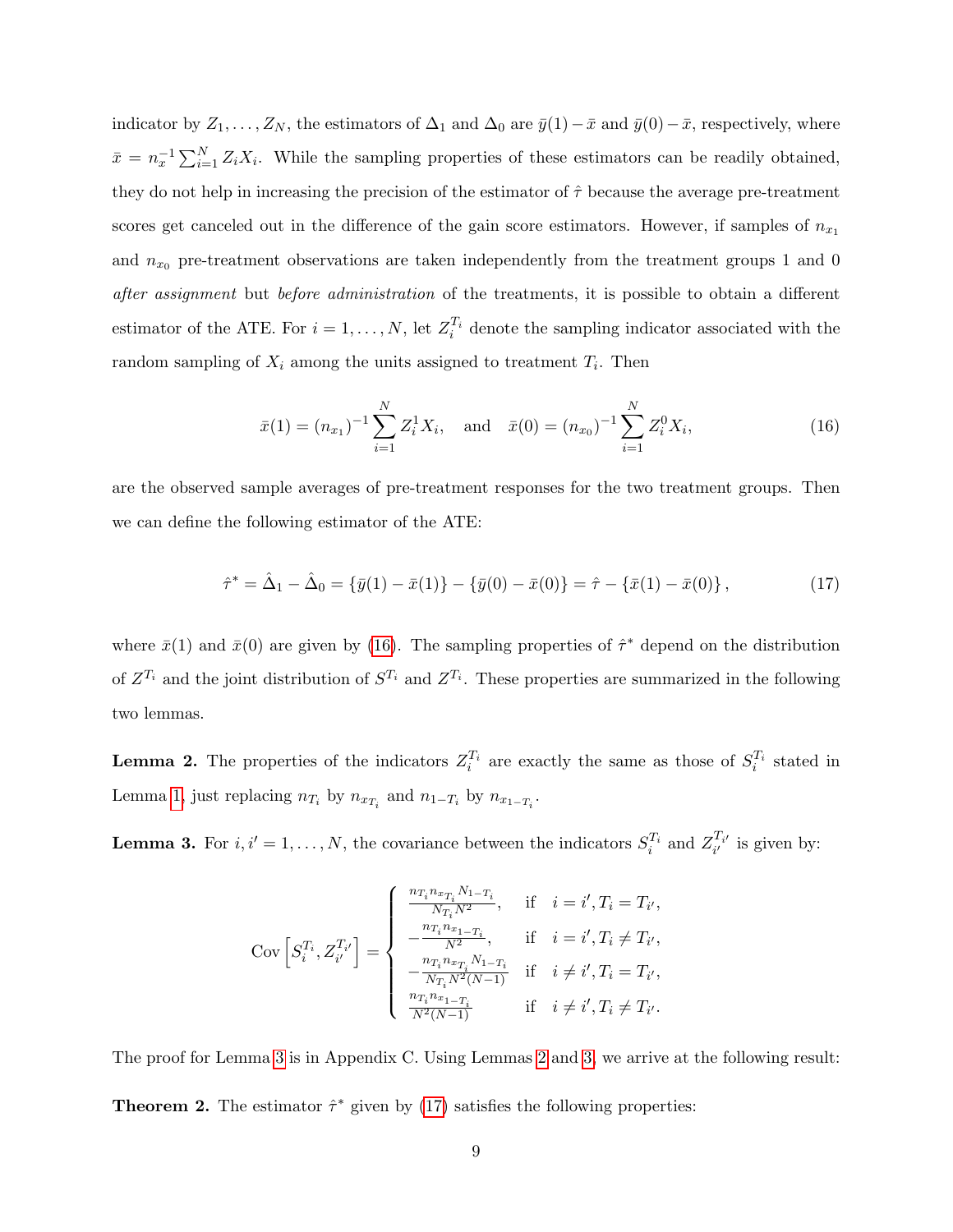indicator by $Z_1, \ldots, Z_N$, the estimators of $\Delta_1$ and $\Delta_0$ are $\bar{y}(1) - \bar{x}$ and $\bar{y}(0) - \bar{x}$, respectively, where $\bar{x} = n_x^{-1} \sum_{i=1}^{N} Z_i X_i$. While the sampling properties of these estimators can be readily obtained, they do not help in increasing the precision of the estimator of $\hat{\tau}$ because the average pre-treatment scores get canceled out in the difference of the gain score estimators. However, if samples of $n_{x_1}$ and $n_{x_0}$ pre-treatment observations are taken independently from the treatment groups 1 and 0 *after assignment* but *before administration* of the treatments, it is possible to obtain a different estimator of the ATE. For $i = 1, \ldots, N$, let $Z_i^{T_i}$ denote the sampling indicator associated with the random sampling of $X_i$ among the units assigned to treatment $T_i$. Then

$$\bar{x}(1) = (n_{x_1})^{-1} \sum_{i=1}^{N} Z_i^1 X_i, \quad \text{and} \quad \bar{x}(0) = (n_{x_0})^{-1} \sum_{i=1}^{N} Z_i^0 X_i, \tag{16}$$

are the observed sample averages of pre-treatment responses for the two treatment groups. Then we can define the following estimator of the ATE:

$$\hat{\tau}^* = \hat{\Delta}_1 - \hat{\Delta}_0 = \{\bar{y}(1) - \bar{x}(1)\} - \{\bar{y}(0) - \bar{x}(0)\} = \hat{\tau} - \{\bar{x}(1) - \bar{x}(0)\}, \tag{17}$$

where $\bar{x}(1)$ and $\bar{x}(0)$ are given by (16). The sampling properties of $\hat{\tau}^*$ depend on the distribution of $Z^{T_i}$ and the joint distribution of $S^{T_i}$ and $Z^{T_i}$. These properties are summarized in the following two lemmas.

**Lemma 2.** The properties of the indicators $Z_i^{T_i}$ are exactly the same as those of $S_i^{T_i}$ stated in Lemma 1, just replacing $n_{T_i}$ by $n_{x_{T_i}}$ and $n_{1-T_i}$ by $n_{x_{1-T_i}}$.

**Lemma 3.** For $i, i' = 1, \ldots, N$, the covariance between the indicators $S_i^{T_i}$ and $Z_{i'}^{T_{i'}}$ is given by:

$$\text{Cov}\left[S_i^{T_i}, Z_{i'}^{T_{i'}}\right] = \begin{cases} \frac{n_{T_i} n_{x_{T_i}} N_{1-T_i}}{N_{T_i} N^2}, & \text{if} \quad i = i', T_i = T_{i'}, \\ -\frac{n_{T_i} n_{x_{1-T_i}}}{N^2}, & \text{if} \quad i = i', T_i \neq T_{i'}, \\ -\frac{n_{T_i} n_{x_{T_i}} N_{1-T_i}}{N_{T_i} N^2 (N-1)} & \text{if} \quad i \neq i', T_i = T_{i'}, \\ \frac{n_{T_i} n_{x_{1-T_i}}}{N^2 (N-1)} & \text{if} \quad i \neq i', T_i \neq T_{i'}. \end{cases}$$

The proof for Lemma 3 is in Appendix C. Using Lemmas 2 and 3, we arrive at the following result:

**Theorem 2.** The estimator $\hat{\tau}^*$ given by (17) satisfies the following properties: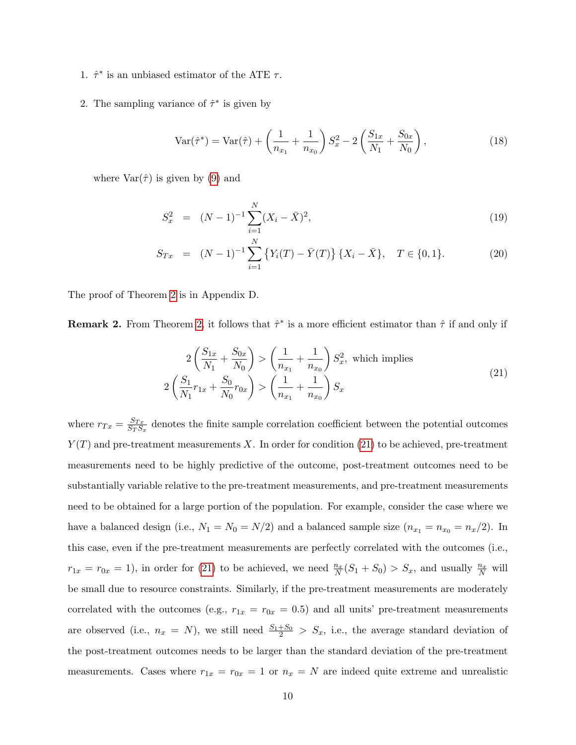1. $\hat{\tau}^*$ is an unbiased estimator of the ATE $\tau$.

2. The sampling variance of $\hat{\tau}^*$ is given by

$$\text{Var}(\hat{\tau}^*) = \text{Var}(\hat{\tau}) + \left(\frac{1}{n_{x_1}} + \frac{1}{n_{x_0}}\right) S_x^2 - 2\left(\frac{S_{1x}}{N_1} + \frac{S_{0x}}{N_0}\right), \tag{18}$$

   where $\text{Var}(\hat{\tau})$ is given by (9) and

$$S_x^2 = (N-1)^{-1} \sum_{i=1}^{N} (X_i - \bar{X})^2, \tag{19}$$

$$S_{Tx} = (N-1)^{-1} \sum_{i=1}^{N} \left\{Y_i(T) - \bar{Y}(T)\right\}\{X_i - \bar{X}\}, \quad T \in \{0,1\}. \tag{20}$$

The proof of Theorem 2 is in Appendix D.

**Remark 2.** From Theorem 2, it follows that $\hat{\tau}^*$ is a more efficient estimator than $\hat{\tau}$ if and only if

$$\begin{aligned} 2\left(\frac{S_{1x}}{N_1} + \frac{S_{0x}}{N_0}\right) &> \left(\frac{1}{n_{x_1}} + \frac{1}{n_{x_0}}\right) S_x^2, \text{ which implies} \\ 2\left(\frac{S_1}{N_1} r_{1x} + \frac{S_0}{N_0} r_{0x}\right) &> \left(\frac{1}{n_{x_1}} + \frac{1}{n_{x_0}}\right) S_x \end{aligned} \tag{21}$$

where $r_{Tx} = \frac{S_{Tx}}{S_T S_x}$ denotes the finite sample correlation coefficient between the potential outcomes $Y(T)$ and pre-treatment measurements $X$. In order for condition (21) to be achieved, pre-treatment measurements need to be highly predictive of the outcome, post-treatment outcomes need to be substantially variable relative to the pre-treatment measurements, and pre-treatment measurements need to be obtained for a large portion of the population. For example, consider the case where we have a balanced design (i.e., $N_1 = N_0 = N/2$) and a balanced sample size ($n_{x_1} = n_{x_0} = n_x/2$). In this case, even if the pre-treatment measurements are perfectly correlated with the outcomes (i.e., $r_{1x} = r_{0x} = 1$), in order for (21) to be achieved, we need $\frac{n_x}{N}(S_1 + S_0) > S_x$, and usually $\frac{n_x}{N}$ will be small due to resource constraints. Similarly, if the pre-treatment measurements are moderately correlated with the outcomes (e.g., $r_{1x} = r_{0x} = 0.5$) and all units' pre-treatment measurements are observed (i.e., $n_x = N$), we still need $\frac{S_1 + S_0}{2} > S_x$, i.e., the average standard deviation of the post-treatment outcomes needs to be larger than the standard deviation of the pre-treatment measurements. Cases where $r_{1x} = r_{0x} = 1$ or $n_x = N$ are indeed quite extreme and unrealistic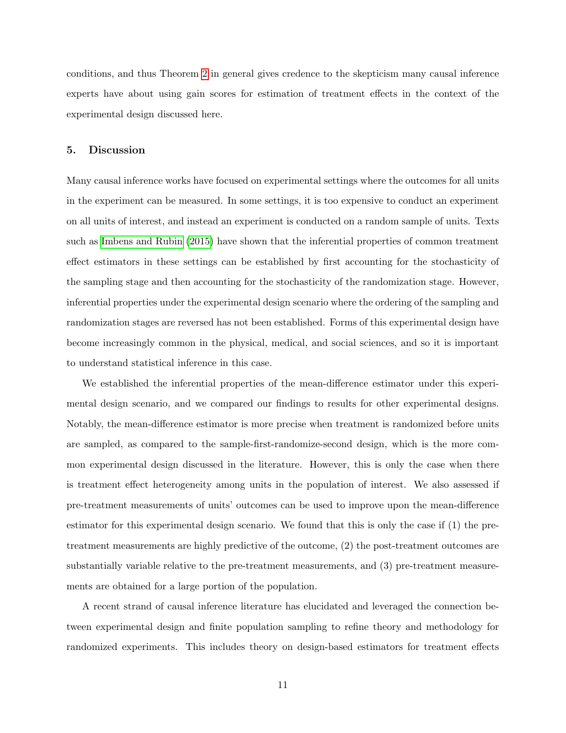conditions, and thus Theorem 2 in general gives credence to the skepticism many causal inference experts have about using gain scores for estimation of treatment effects in the context of the experimental design discussed here.

## 5. Discussion

Many causal inference works have focused on experimental settings where the outcomes for all units in the experiment can be measured. In some settings, it is too expensive to conduct an experiment on all units of interest, and instead an experiment is conducted on a random sample of units. Texts such as Imbens and Rubin (2015) have shown that the inferential properties of common treatment effect estimators in these settings can be established by first accounting for the stochasticity of the sampling stage and then accounting for the stochasticity of the randomization stage. However, inferential properties under the experimental design scenario where the ordering of the sampling and randomization stages are reversed has not been established. Forms of this experimental design have become increasingly common in the physical, medical, and social sciences, and so it is important to understand statistical inference in this case.

We established the inferential properties of the mean-difference estimator under this experimental design scenario, and we compared our findings to results for other experimental designs. Notably, the mean-difference estimator is more precise when treatment is randomized before units are sampled, as compared to the sample-first-randomize-second design, which is the more common experimental design discussed in the literature. However, this is only the case when there is treatment effect heterogeneity among units in the population of interest. We also assessed if pre-treatment measurements of units' outcomes can be used to improve upon the mean-difference estimator for this experimental design scenario. We found that this is only the case if (1) the pre-treatment measurements are highly predictive of the outcome, (2) the post-treatment outcomes are substantially variable relative to the pre-treatment measurements, and (3) pre-treatment measurements are obtained for a large portion of the population.

A recent strand of causal inference literature has elucidated and leveraged the connection between experimental design and finite population sampling to refine theory and methodology for randomized experiments. This includes theory on design-based estimators for treatment effects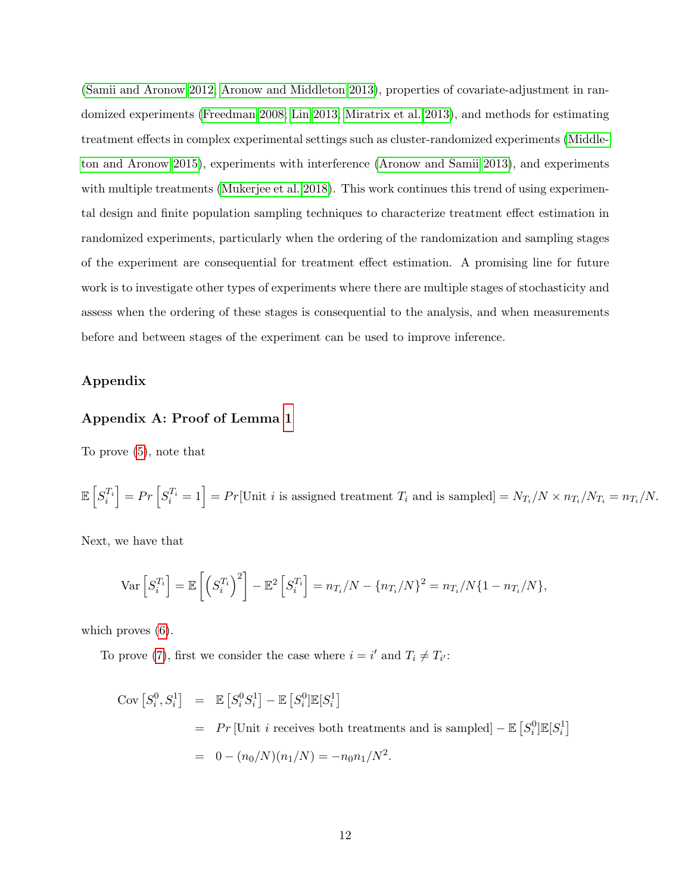(Samii and Aronow 2012; Aronow and Middleton 2013), properties of covariate-adjustment in randomized experiments (Freedman 2008; Lin 2013; Miratrix et al. 2013), and methods for estimating treatment effects in complex experimental settings such as cluster-randomized experiments (Middleton and Aronow 2015), experiments with interference (Aronow and Samii 2013), and experiments with multiple treatments (Mukerjee et al. 2018). This work continues this trend of using experimental design and finite population sampling techniques to characterize treatment effect estimation in randomized experiments, particularly when the ordering of the randomization and sampling stages of the experiment are consequential for treatment effect estimation. A promising line for future work is to investigate other types of experiments where there are multiple stages of stochasticity and assess when the ordering of these stages is consequential to the analysis, and when measurements before and between stages of the experiment can be used to improve inference.

## Appendix

### Appendix A: Proof of Lemma 1

To prove (5), note that

$$\mathbb{E}\left[S_i^{T_i}\right] = Pr\left[S_i^{T_i} = 1\right] = Pr[\text{Unit } i \text{ is assigned treatment } T_i \text{ and is sampled}] = N_{T_i}/N \times n_{T_i}/N_{T_i} = n_{T_i}/N.$$

Next, we have that

$$\text{Var}\left[S_i^{T_i}\right] = \mathbb{E}\left[\left(S_i^{T_i}\right)^2\right] - \mathbb{E}^2\left[S_i^{T_i}\right] = n_{T_i}/N - \{n_{T_i}/N\}^2 = n_{T_i}/N\{1 - n_{T_i}/N\},$$

which proves (6).

To prove (7), first we consider the case where $i = i'$ and $T_i \neq T_{i'}$:

$$\begin{aligned}
\text{Cov}\left[S_i^0, S_i^1\right] &= \mathbb{E}\left[S_i^0 S_i^1\right] - \mathbb{E}\left[S_i^0\right]\mathbb{E}[S_i^1] \\
&= Pr\left[\text{Unit } i \text{ receives both treatments and is sampled}\right] - \mathbb{E}\left[S_i^0\right]\mathbb{E}[S_i^1] \\
&= 0 - (n_0/N)(n_1/N) = -n_0 n_1/N^2.
\end{aligned}$$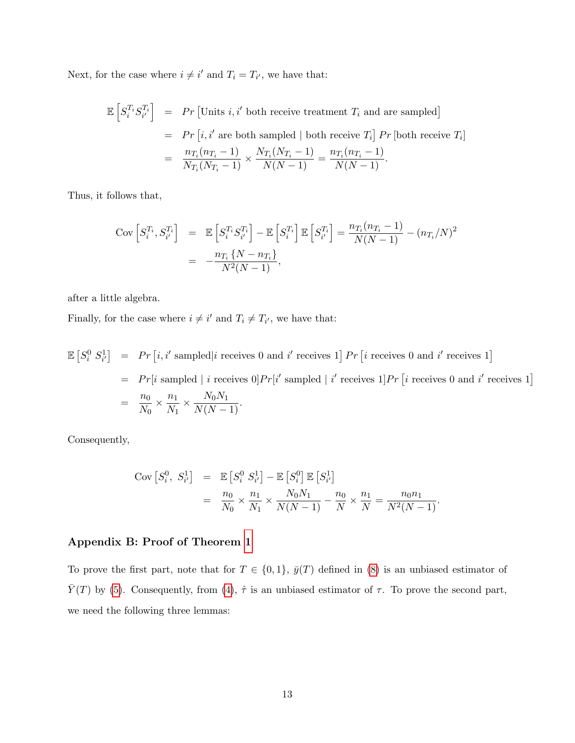Next, for the case where $i \neq i'$ and $T_i = T_{i'}$, we have that:

$$
\begin{aligned}
\mathbb{E}\left[S_i^{T_i} S_{i'}^{T_i}\right] &= Pr\left[\text{Units } i, i' \text{ both receive treatment } T_i \text{ and are sampled}\right] \\
&= Pr\left[i, i' \text{ are both sampled} \mid \text{both receive } T_i\right] Pr\left[\text{both receive } T_i\right] \\
&= \frac{n_{T_i}(n_{T_i} - 1)}{N_{T_i}(N_{T_i} - 1)} \times \frac{N_{T_i}(N_{T_i} - 1)}{N(N-1)} = \frac{n_{T_i}(n_{T_i} - 1)}{N(N-1)}.
\end{aligned}
$$

Thus, it follows that,

$$
\begin{aligned}
\text{Cov}\left[S_i^{T_i}, S_{i'}^{T_i}\right] &= \mathbb{E}\left[S_i^{T_i} S_{i'}^{T_i}\right] - \mathbb{E}\left[S_i^{T_i}\right] \mathbb{E}\left[S_{i'}^{T_i}\right] = \frac{n_{T_i}(n_{T_i} - 1)}{N(N-1)} - (n_{T_i}/N)^2 \\
&= -\frac{n_{T_i}\left\{N - n_{T_i}\right\}}{N^2(N-1)},
\end{aligned}
$$

after a little algebra.

Finally, for the case where $i \neq i'$ and $T_i \neq T_{i'}$, we have that:

$$
\begin{aligned}
\mathbb{E}\left[S_i^0 \; S_{i'}^1\right] &= Pr\left[i, i' \text{ sampled} \mid i \text{ receives } 0 \text{ and } i' \text{ receives } 1\right] Pr\left[i \text{ receives } 0 \text{ and } i' \text{ receives } 1\right] \\
&= Pr[i \text{ sampled} \mid i \text{ receives } 0] Pr[i' \text{ sampled} \mid i' \text{ receives } 1] Pr\left[i \text{ receives } 0 \text{ and } i' \text{ receives } 1\right] \\
&= \frac{n_0}{N_0} \times \frac{n_1}{N_1} \times \frac{N_0 N_1}{N(N-1)}.
\end{aligned}
$$

Consequently,

$$
\begin{aligned}
\text{Cov}\left[S_i^0, \; S_{i'}^1\right] &= \mathbb{E}\left[S_i^0 \; S_{i'}^1\right] - \mathbb{E}\left[S_i^0\right] \mathbb{E}\left[S_{i'}^1\right] \\
&= \frac{n_0}{N_0} \times \frac{n_1}{N_1} \times \frac{N_0 N_1}{N(N-1)} - \frac{n_0}{N} \times \frac{n_1}{N} = \frac{n_0 n_1}{N^2(N-1)}.
\end{aligned}
$$

### Appendix B: Proof of Theorem 1

To prove the first part, note that for $T \in \{0, 1\}$, $\bar{y}(T)$ defined in (8) is an unbiased estimator of $\bar{Y}(T)$ by (5). Consequently, from (4), $\hat{\tau}$ is an unbiased estimator of $\tau$. To prove the second part, we need the following three lemmas: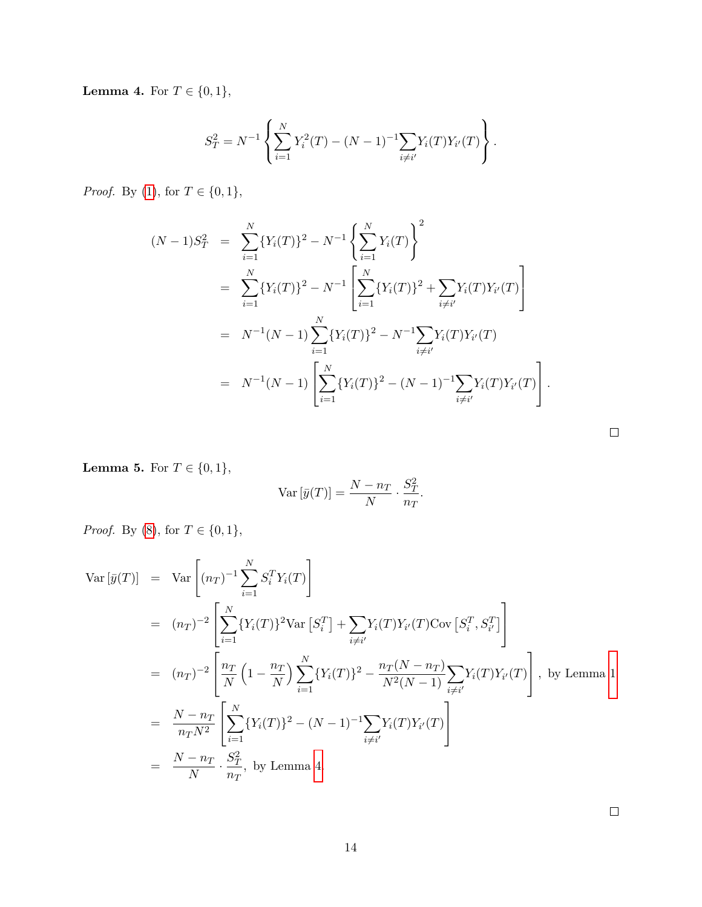**Lemma 4.** For $T \in \{0, 1\}$,

$$S_T^2 = N^{-1} \left\{ \sum_{i=1}^{N} Y_i^2(T) - (N-1)^{-1} \sum_{i \neq i'} Y_i(T) Y_{i'}(T) \right\}.$$

*Proof.* By (1), for $T \in \{0, 1\}$,

$$\begin{aligned}
(N-1)S_T^2 &= \sum_{i=1}^{N} \{Y_i(T)\}^2 - N^{-1} \left\{ \sum_{i=1}^{N} Y_i(T) \right\}^2 \\
&= \sum_{i=1}^{N} \{Y_i(T)\}^2 - N^{-1} \left[ \sum_{i=1}^{N} \{Y_i(T)\}^2 + \sum_{i \neq i'} Y_i(T) Y_{i'}(T) \right] \\
&= N^{-1}(N-1) \sum_{i=1}^{N} \{Y_i(T)\}^2 - N^{-1} \sum_{i \neq i'} Y_i(T) Y_{i'}(T) \\
&= N^{-1}(N-1) \left[ \sum_{i=1}^{N} \{Y_i(T)\}^2 - (N-1)^{-1} \sum_{i \neq i'} Y_i(T) Y_{i'}(T) \right].
\end{aligned}$$

□

**Lemma 5.** For $T \in \{0, 1\}$,

$$\mathrm{Var}\left[\bar{y}(T)\right] = \frac{N - n_T}{N} \cdot \frac{S_T^2}{n_T}.$$

*Proof.* By (8), for $T \in \{0, 1\}$,

$$\begin{aligned}
\mathrm{Var}\left[\bar{y}(T)\right] &= \mathrm{Var}\left[ (n_T)^{-1} \sum_{i=1}^{N} S_i^T Y_i(T) \right] \\
&= (n_T)^{-2} \left[ \sum_{i=1}^{N} \{Y_i(T)\}^2 \mathrm{Var}\left[S_i^T\right] + \sum_{i \neq i'} Y_i(T) Y_{i'}(T) \mathrm{Cov}\left[S_i^T, S_{i'}^T\right] \right] \\
&= (n_T)^{-2} \left[ \frac{n_T}{N} \left(1 - \frac{n_T}{N}\right) \sum_{i=1}^{N} \{Y_i(T)\}^2 - \frac{n_T(N - n_T)}{N^2(N-1)} \sum_{i \neq i'} Y_i(T) Y_{i'}(T) \right], \text{ by Lemma 1} \\
&= \frac{N - n_T}{n_T N^2} \left[ \sum_{i=1}^{N} \{Y_i(T)\}^2 - (N-1)^{-1} \sum_{i \neq i'} Y_i(T) Y_{i'}(T) \right] \\
&= \frac{N - n_T}{N} \cdot \frac{S_T^2}{n_T}, \text{ by Lemma 4.}
\end{aligned}$$

□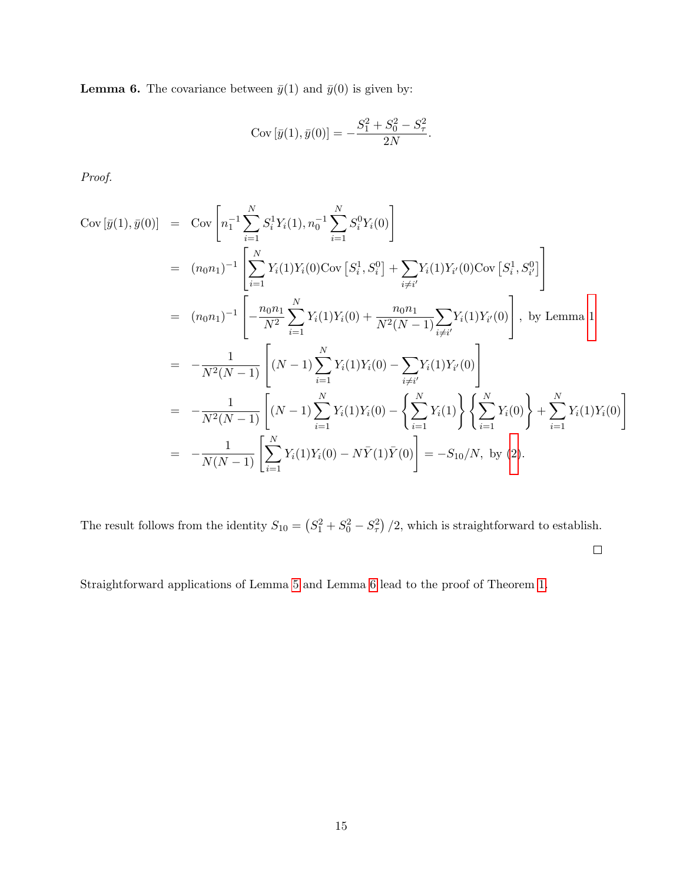**Lemma 6.** The covariance between $\bar{y}(1)$ and $\bar{y}(0)$ is given by:

$$\text{Cov}\left[\bar{y}(1), \bar{y}(0)\right] = -\frac{S_1^2 + S_0^2 - S_\tau^2}{2N}.$$

*Proof.*

$$\begin{aligned}
\text{Cov}\left[\bar{y}(1), \bar{y}(0)\right] &= \text{Cov}\left[n_1^{-1}\sum_{i=1}^{N} S_i^1 Y_i(1), n_0^{-1}\sum_{i=1}^{N} S_i^0 Y_i(0)\right] \\
&= (n_0 n_1)^{-1}\left[\sum_{i=1}^{N} Y_i(1)Y_i(0)\text{Cov}\left[S_i^1, S_i^0\right] + \sum_{i \neq i'} Y_i(1)Y_{i'}(0)\text{Cov}\left[S_i^1, S_{i'}^0\right]\right] \\
&= (n_0 n_1)^{-1}\left[-\frac{n_0 n_1}{N^2}\sum_{i=1}^{N} Y_i(1)Y_i(0) + \frac{n_0 n_1}{N^2(N-1)}\sum_{i \neq i'} Y_i(1)Y_{i'}(0)\right], \text{ by Lemma 1} \\
&= -\frac{1}{N^2(N-1)}\left[(N-1)\sum_{i=1}^{N} Y_i(1)Y_i(0) - \sum_{i \neq i'} Y_i(1)Y_{i'}(0)\right] \\
&= -\frac{1}{N^2(N-1)}\left[(N-1)\sum_{i=1}^{N} Y_i(1)Y_i(0) - \left\{\sum_{i=1}^{N} Y_i(1)\right\}\left\{\sum_{i=1}^{N} Y_i(0)\right\} + \sum_{i=1}^{N} Y_i(1)Y_i(0)\right] \\
&= -\frac{1}{N(N-1)}\left[\sum_{i=1}^{N} Y_i(1)Y_i(0) - N\bar{Y}(1)\bar{Y}(0)\right] = -S_{10}/N, \text{ by (2)}.
\end{aligned}$$

The result follows from the identity $S_{10} = \left(S_1^2 + S_0^2 - S_\tau^2\right)/2$, which is straightforward to establish.

□

Straightforward applications of Lemma 5 and Lemma 6 lead to the proof of Theorem 1.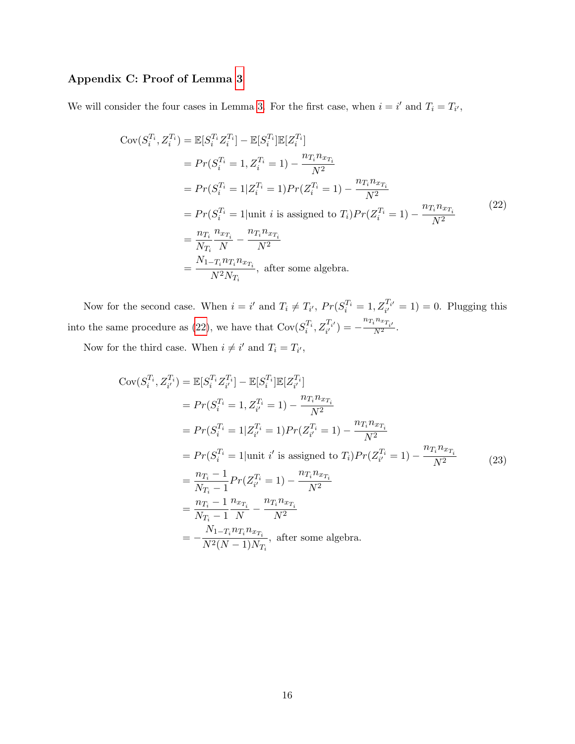### Appendix C: Proof of Lemma 3

We will consider the four cases in Lemma 3. For the first case, when $i = i'$ and $T_i = T_{i'}$,

$$
\begin{aligned}
\text{Cov}(S_i^{T_i}, Z_i^{T_i}) &= \mathbb{E}[S_i^{T_i} Z_i^{T_i}] - \mathbb{E}[S_i^{T_i}]\mathbb{E}[Z_i^{T_i}] \\
&= Pr(S_i^{T_i} = 1, Z_i^{T_i} = 1) - \frac{n_{T_i} n_{x_{T_i}}}{N^2} \\
&= Pr(S_i^{T_i} = 1 | Z_i^{T_i} = 1) Pr(Z_i^{T_i} = 1) - \frac{n_{T_i} n_{x_{T_i}}}{N^2} \\
&= Pr(S_i^{T_i} = 1 | \text{unit } i \text{ is assigned to } T_i) Pr(Z_i^{T_i} = 1) - \frac{n_{T_i} n_{x_{T_i}}}{N^2} \\
&= \frac{n_{T_i}}{N_{T_i}} \frac{n_{x_{T_i}}}{N} - \frac{n_{T_i} n_{x_{T_i}}}{N^2} \\
&= \frac{N_{1-T_i} n_{T_i} n_{x_{T_i}}}{N^2 N_{T_i}}, \text{ after some algebra.}
\end{aligned} \tag{22}
$$

Now for the second case. When $i = i'$ and $T_i \neq T_{i'}$, $Pr(S_i^{T_i} = 1, Z_{i'}^{T_{i'}} = 1) = 0$. Plugging this into the same procedure as (22), we have that $\text{Cov}(S_i^{T_i}, Z_{i'}^{T_{i'}}) = -\frac{n_{T_i} n_{x_{T_{i'}}}}{N^2}$.

Now for the third case. When $i \neq i'$ and $T_i = T_{i'}$,

$$
\begin{aligned}
\text{Cov}(S_i^{T_i}, Z_{i'}^{T_i}) &= \mathbb{E}[S_i^{T_i} Z_{i'}^{T_i}] - \mathbb{E}[S_i^{T_i}]\mathbb{E}[Z_{i'}^{T_i}] \\
&= Pr(S_i^{T_i} = 1, Z_{i'}^{T_i} = 1) - \frac{n_{T_i} n_{x_{T_i}}}{N^2} \\
&= Pr(S_i^{T_i} = 1 | Z_{i'}^{T_i} = 1) Pr(Z_{i'}^{T_i} = 1) - \frac{n_{T_i} n_{x_{T_i}}}{N^2} \\
&= Pr(S_i^{T_i} = 1 | \text{unit } i' \text{ is assigned to } T_i) Pr(Z_{i'}^{T_i} = 1) - \frac{n_{T_i} n_{x_{T_i}}}{N^2} \\
&= \frac{n_{T_i} - 1}{N_{T_i} - 1} Pr(Z_{i'}^{T_i} = 1) - \frac{n_{T_i} n_{x_{T_i}}}{N^2} \\
&= \frac{n_{T_i} - 1}{N_{T_i} - 1} \frac{n_{x_{T_i}}}{N} - \frac{n_{T_i} n_{x_{T_i}}}{N^2} \\
&= -\frac{N_{1-T_i} n_{T_i} n_{x_{T_i}}}{N^2 (N-1) N_{T_i}}, \text{ after some algebra.}
\end{aligned} \tag{23}
$$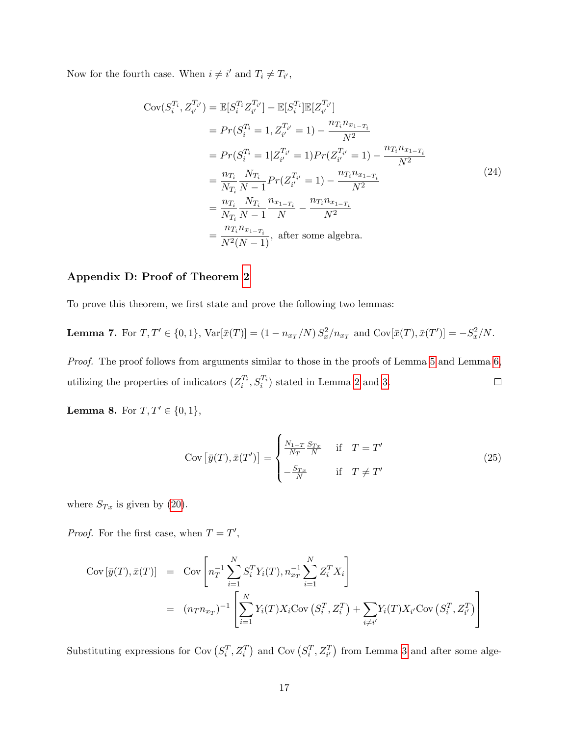Now for the fourth case. When $i \neq i'$ and $T_i \neq T_{i'}$,

$$
\begin{aligned}
\text{Cov}(S_i^{T_i}, Z_{i'}^{T_{i'}}) &= \mathbb{E}[S_i^{T_i} Z_{i'}^{T_{i'}}] - \mathbb{E}[S_i^{T_i}]\mathbb{E}[Z_{i'}^{T_{i'}}] \\
&= Pr(S_i^{T_i} = 1, Z_{i'}^{T_{i'}} = 1) - \frac{n_{T_i} n_{x_{1-T_i}}}{N^2} \\
&= Pr(S_i^{T_i} = 1 | Z_{i'}^{T_{i'}} = 1) Pr(Z_{i'}^{T_{i'}} = 1) - \frac{n_{T_i} n_{x_{1-T_i}}}{N^2} \\
&= \frac{n_{T_i}}{N_{T_i}} \frac{N_{T_i}}{N-1} Pr(Z_{i'}^{T_{i'}} = 1) - \frac{n_{T_i} n_{x_{1-T_i}}}{N^2} \\
&= \frac{n_{T_i}}{N_{T_i}} \frac{N_{T_i}}{N-1} \frac{n_{x_{1-T_i}}}{N} - \frac{n_{T_i} n_{x_{1-T_i}}}{N^2} \\
&= \frac{n_{T_i} n_{x_{1-T_i}}}{N^2(N-1)}, \text{ after some algebra.}
\end{aligned}
\tag{24}
$$

## Appendix D: Proof of Theorem 2

To prove this theorem, we first state and prove the following two lemmas:

**Lemma 7.** For $T, T' \in \{0, 1\}$, $\text{Var}[\bar{x}(T)] = (1 - n_{x_T}/N)\, S_x^2 / n_{x_T}$ and $\text{Cov}[\bar{x}(T), \bar{x}(T')] = -S_x^2/N$.

*Proof.* The proof follows from arguments similar to those in the proofs of Lemma 5 and Lemma 6, utilizing the properties of indicators $(Z_i^{T_i}, S_i^{T_i})$ stated in Lemma 2 and 3. □

**Lemma 8.** For $T, T' \in \{0, 1\}$,

$$
\text{Cov}\left[\bar{y}(T), \bar{x}(T')\right] = \begin{cases} \frac{N_{1-T}}{N_T} \frac{S_{Tx}}{N} & \text{if } \quad T = T' \\ -\frac{S_{Tx}}{N} & \text{if } \quad T \neq T' \end{cases}
\tag{25}
$$

where $S_{Tx}$ is given by (20).

*Proof.* For the first case, when $T = T'$,

$$
\begin{aligned}
\text{Cov}\left[\bar{y}(T), \bar{x}(T)\right] &= \text{Cov}\left[n_T^{-1} \sum_{i=1}^N S_i^T Y_i(T), n_{x_T}^{-1} \sum_{i=1}^N Z_i^T X_i\right] \\
&= (n_T n_{x_T})^{-1} \left[\sum_{i=1}^N Y_i(T) X_i \text{Cov}\left(S_i^T, Z_i^T\right) + \sum_{i \neq i'} Y_i(T) X_{i'} \text{Cov}\left(S_i^T, Z_{i'}^T\right)\right]
\end{aligned}
$$

Substituting expressions for $\text{Cov}\left(S_i^T, Z_i^T\right)$ and $\text{Cov}\left(S_i^T, Z_{i'}^T\right)$ from Lemma 3 and after some alge-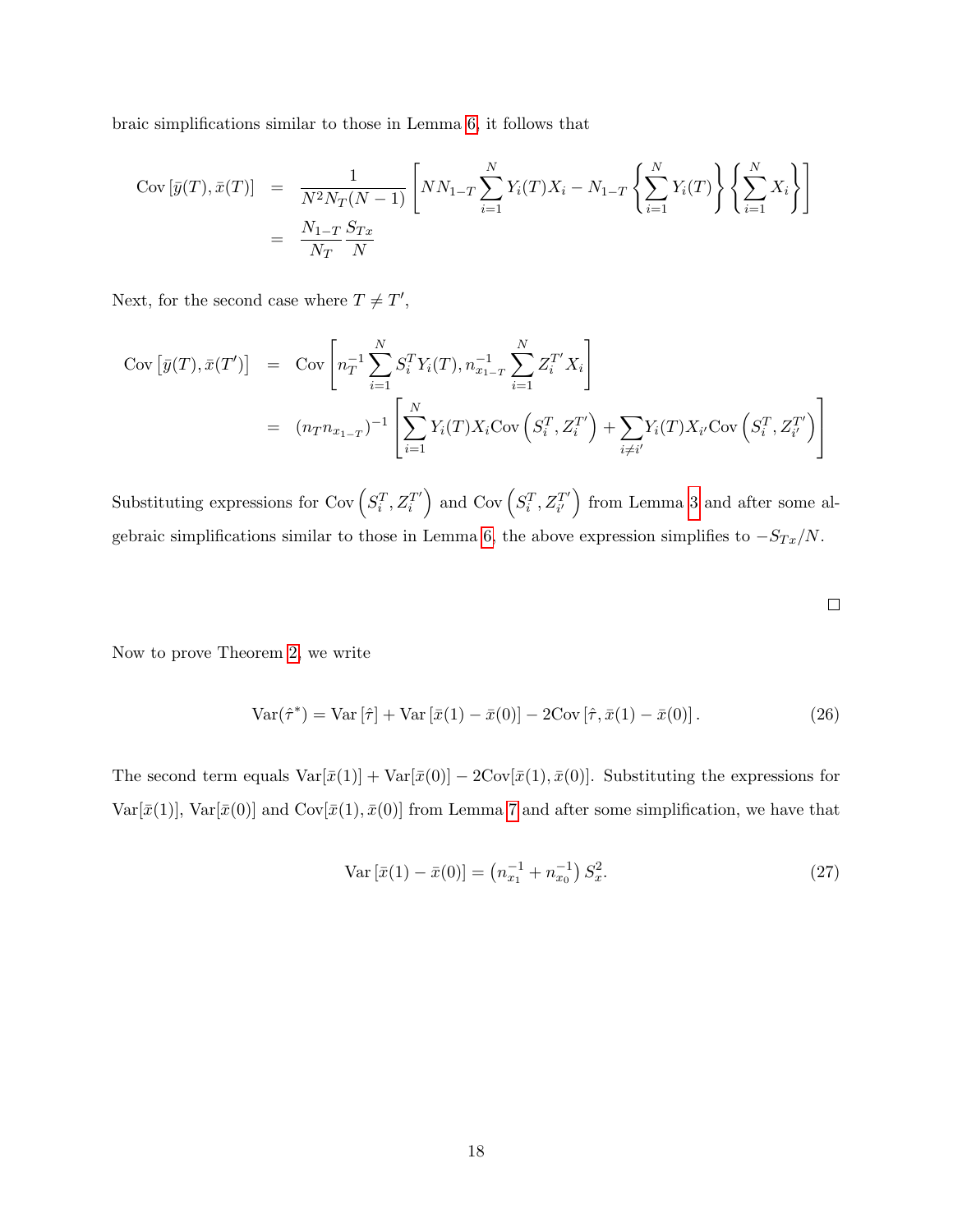braic simplifications similar to those in Lemma 6, it follows that

$$
\begin{aligned}
\text{Cov}\left[\bar{y}(T), \bar{x}(T)\right] &= \frac{1}{N^2 N_T (N-1)} \left[ N N_{1-T} \sum_{i=1}^{N} Y_i(T) X_i - N_{1-T} \left\{ \sum_{i=1}^{N} Y_i(T) \right\} \left\{ \sum_{i=1}^{N} X_i \right\} \right] \\
&= \frac{N_{1-T}}{N_T} \frac{S_{Tx}}{N}
\end{aligned}
$$

Next, for the second case where $T \neq T'$,

$$
\begin{aligned}
\text{Cov}\left[\bar{y}(T), \bar{x}(T')\right] &= \text{Cov}\left[ n_T^{-1} \sum_{i=1}^{N} S_i^T Y_i(T), n_{x_{1-T}}^{-1} \sum_{i=1}^{N} Z_i^{T'} X_i \right] \\
&= (n_T n_{x_{1-T}})^{-1} \left[ \sum_{i=1}^{N} Y_i(T) X_i \text{Cov}\left(S_i^T, Z_i^{T'}\right) + \sum_{i \neq i'} Y_i(T) X_{i'} \text{Cov}\left(S_i^T, Z_{i'}^{T'}\right) \right]
\end{aligned}
$$

Substituting expressions for $\text{Cov}\left(S_i^T, Z_i^{T'}\right)$ and $\text{Cov}\left(S_i^T, Z_{i'}^{T'}\right)$ from Lemma 3 and after some algebraic simplifications similar to those in Lemma 6, the above expression simplifies to $-S_{Tx}/N$.

□

Now to prove Theorem 2, we write

$$
\text{Var}(\hat{\tau}^*) = \text{Var}\left[\hat{\tau}\right] + \text{Var}\left[\bar{x}(1) - \bar{x}(0)\right] - 2\text{Cov}\left[\hat{\tau}, \bar{x}(1) - \bar{x}(0)\right]. \tag{26}
$$

The second term equals $\text{Var}[\bar{x}(1)] + \text{Var}[\bar{x}(0)] - 2\text{Cov}[\bar{x}(1), \bar{x}(0)]$. Substituting the expressions for $\text{Var}[\bar{x}(1)]$, $\text{Var}[\bar{x}(0)]$ and $\text{Cov}[\bar{x}(1), \bar{x}(0)]$ from Lemma 7 and after some simplification, we have that

$$
\text{Var}\left[\bar{x}(1) - \bar{x}(0)\right] = \left(n_{x_1}^{-1} + n_{x_0}^{-1}\right) S_x^2. \tag{27}
$$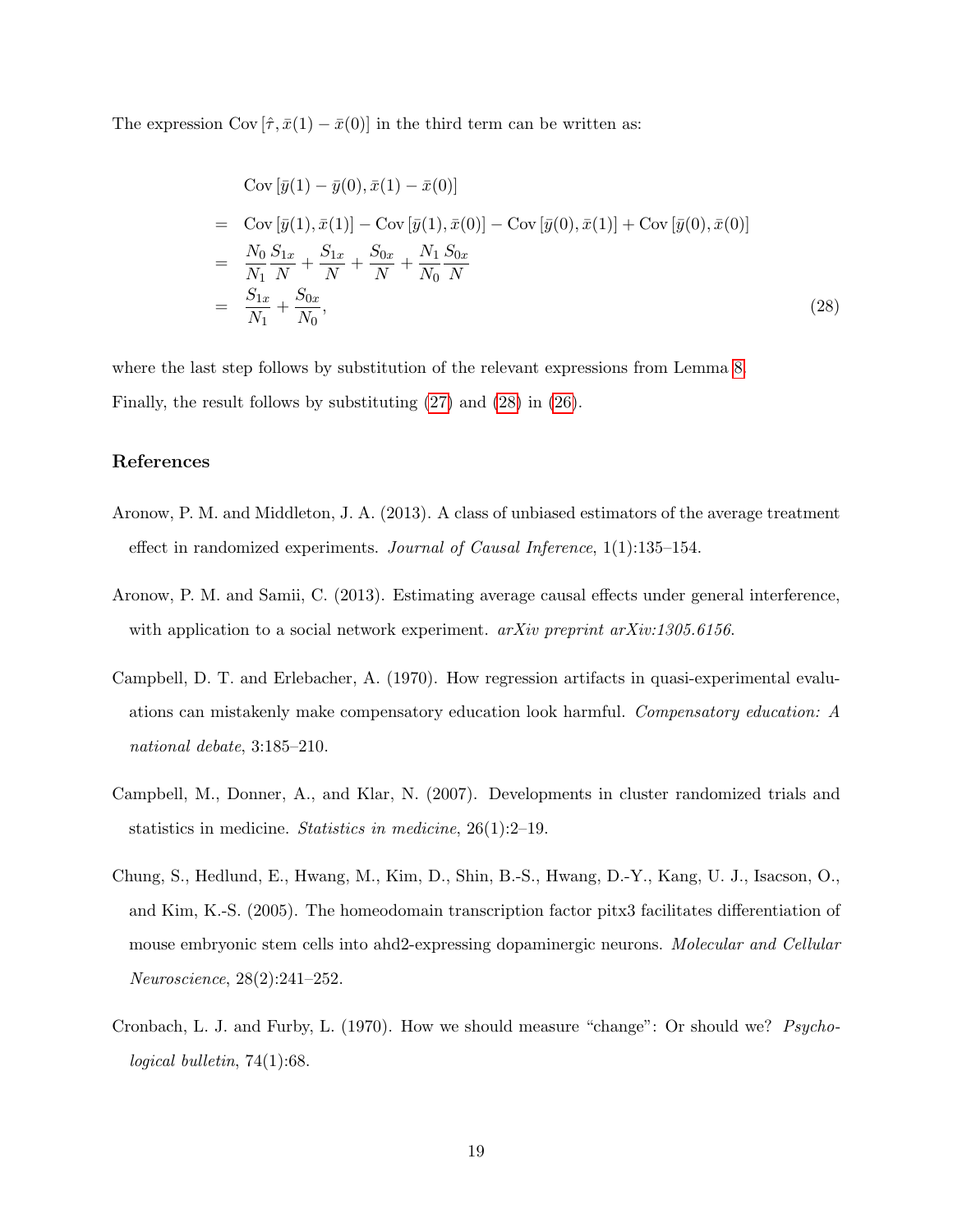The expression $\text{Cov}\left[\hat{\tau}, \bar{x}(1) - \bar{x}(0)\right]$ in the third term can be written as:

$$
\begin{aligned}
& \text{Cov}\left[\bar{y}(1) - \bar{y}(0), \bar{x}(1) - \bar{x}(0)\right] \\
= \; & \text{Cov}\left[\bar{y}(1), \bar{x}(1)\right] - \text{Cov}\left[\bar{y}(1), \bar{x}(0)\right] - \text{Cov}\left[\bar{y}(0), \bar{x}(1)\right] + \text{Cov}\left[\bar{y}(0), \bar{x}(0)\right] \\
= \; & \frac{N_0}{N_1}\frac{S_{1x}}{N} + \frac{S_{1x}}{N} + \frac{S_{0x}}{N} + \frac{N_1}{N_0}\frac{S_{0x}}{N} \\
= \; & \frac{S_{1x}}{N_1} + \frac{S_{0x}}{N_0},
\end{aligned}
\tag{28}
$$

where the last step follows by substitution of the relevant expressions from Lemma 8.

Finally, the result follows by substituting (27) and (28) in (26).

## References

Aronow, P. M. and Middleton, J. A. (2013). A class of unbiased estimators of the average treatment effect in randomized experiments. *Journal of Causal Inference*, 1(1):135–154.

Aronow, P. M. and Samii, C. (2013). Estimating average causal effects under general interference, with application to a social network experiment. *arXiv preprint arXiv:1305.6156*.

Campbell, D. T. and Erlebacher, A. (1970). How regression artifacts in quasi-experimental evaluations can mistakenly make compensatory education look harmful. *Compensatory education: A national debate*, 3:185–210.

Campbell, M., Donner, A., and Klar, N. (2007). Developments in cluster randomized trials and statistics in medicine. *Statistics in medicine*, 26(1):2–19.

Chung, S., Hedlund, E., Hwang, M., Kim, D., Shin, B.-S., Hwang, D.-Y., Kang, U. J., Isacson, O., and Kim, K.-S. (2005). The homeodomain transcription factor pitx3 facilitates differentiation of mouse embryonic stem cells into ahd2-expressing dopaminergic neurons. *Molecular and Cellular Neuroscience*, 28(2):241–252.

Cronbach, L. J. and Furby, L. (1970). How we should measure "change": Or should we? *Psychological bulletin*, 74(1):68.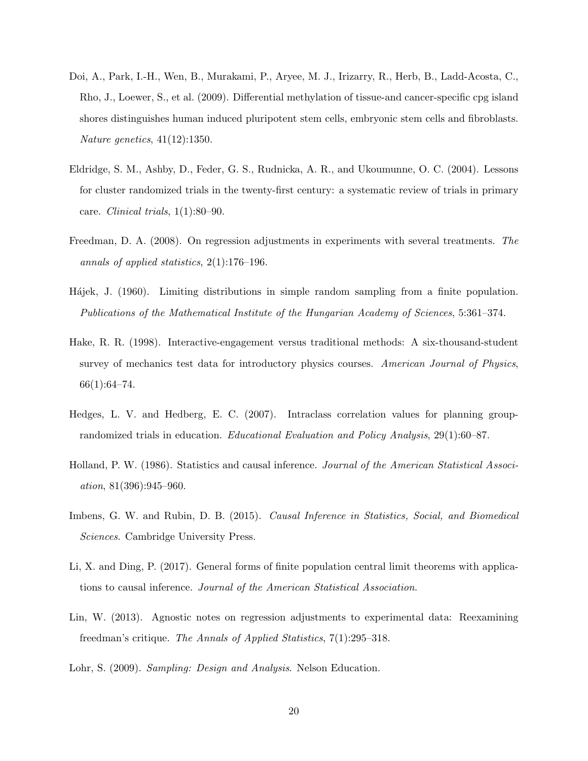Doi, A., Park, I.-H., Wen, B., Murakami, P., Aryee, M. J., Irizarry, R., Herb, B., Ladd-Acosta, C., Rho, J., Loewer, S., et al. (2009). Differential methylation of tissue-and cancer-specific cpg island shores distinguishes human induced pluripotent stem cells, embryonic stem cells and fibroblasts. *Nature genetics*, 41(12):1350.

Eldridge, S. M., Ashby, D., Feder, G. S., Rudnicka, A. R., and Ukoumunne, O. C. (2004). Lessons for cluster randomized trials in the twenty-first century: a systematic review of trials in primary care. *Clinical trials*, 1(1):80–90.

Freedman, D. A. (2008). On regression adjustments in experiments with several treatments. *The annals of applied statistics*, 2(1):176–196.

Hájek, J. (1960). Limiting distributions in simple random sampling from a finite population. *Publications of the Mathematical Institute of the Hungarian Academy of Sciences*, 5:361–374.

Hake, R. R. (1998). Interactive-engagement versus traditional methods: A six-thousand-student survey of mechanics test data for introductory physics courses. *American Journal of Physics*, 66(1):64–74.

Hedges, L. V. and Hedberg, E. C. (2007). Intraclass correlation values for planning group-randomized trials in education. *Educational Evaluation and Policy Analysis*, 29(1):60–87.

Holland, P. W. (1986). Statistics and causal inference. *Journal of the American Statistical Association*, 81(396):945–960.

Imbens, G. W. and Rubin, D. B. (2015). *Causal Inference in Statistics, Social, and Biomedical Sciences*. Cambridge University Press.

Li, X. and Ding, P. (2017). General forms of finite population central limit theorems with applications to causal inference. *Journal of the American Statistical Association*.

Lin, W. (2013). Agnostic notes on regression adjustments to experimental data: Reexamining freedman's critique. *The Annals of Applied Statistics*, 7(1):295–318.

Lohr, S. (2009). *Sampling: Design and Analysis*. Nelson Education.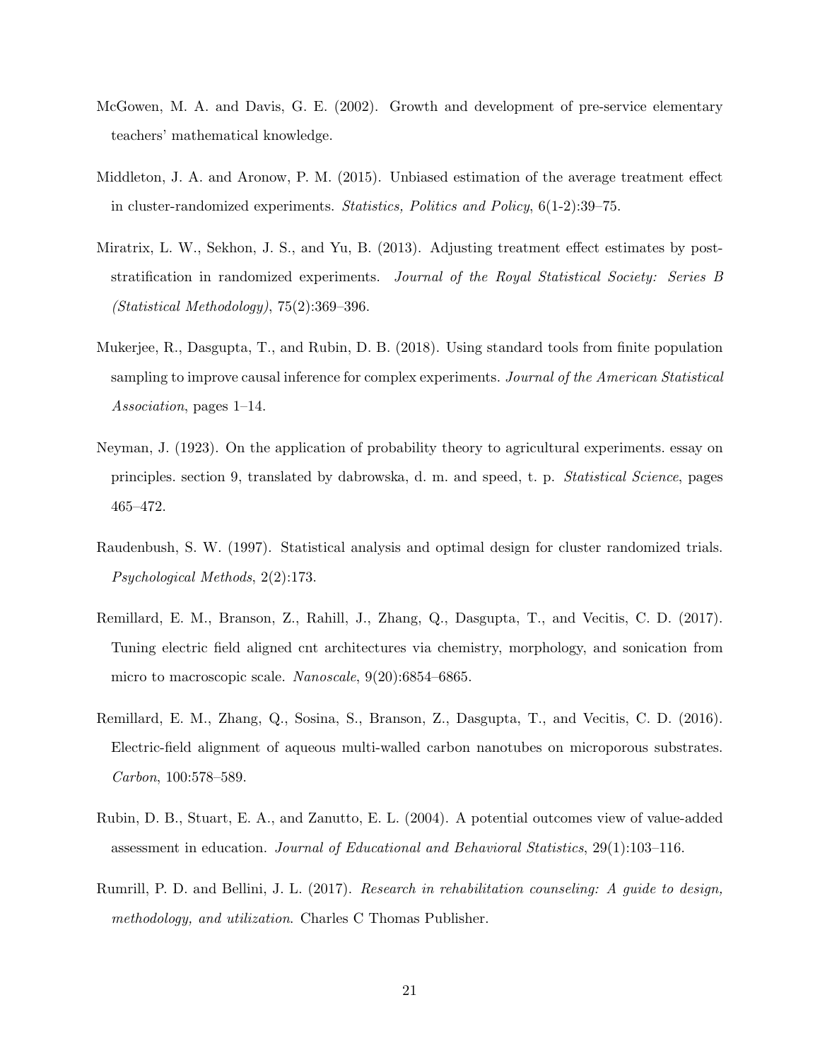McGowen, M. A. and Davis, G. E. (2002). Growth and development of pre-service elementary teachers' mathematical knowledge.

Middleton, J. A. and Aronow, P. M. (2015). Unbiased estimation of the average treatment effect in cluster-randomized experiments. *Statistics, Politics and Policy*, 6(1-2):39–75.

Miratrix, L. W., Sekhon, J. S., and Yu, B. (2013). Adjusting treatment effect estimates by post-stratification in randomized experiments. *Journal of the Royal Statistical Society: Series B (Statistical Methodology)*, 75(2):369–396.

Mukerjee, R., Dasgupta, T., and Rubin, D. B. (2018). Using standard tools from finite population sampling to improve causal inference for complex experiments. *Journal of the American Statistical Association*, pages 1–14.

Neyman, J. (1923). On the application of probability theory to agricultural experiments. essay on principles. section 9, translated by dabrowska, d. m. and speed, t. p. *Statistical Science*, pages 465–472.

Raudenbush, S. W. (1997). Statistical analysis and optimal design for cluster randomized trials. *Psychological Methods*, 2(2):173.

Remillard, E. M., Branson, Z., Rahill, J., Zhang, Q., Dasgupta, T., and Vecitis, C. D. (2017). Tuning electric field aligned cnt architectures via chemistry, morphology, and sonication from micro to macroscopic scale. *Nanoscale*, 9(20):6854–6865.

Remillard, E. M., Zhang, Q., Sosina, S., Branson, Z., Dasgupta, T., and Vecitis, C. D. (2016). Electric-field alignment of aqueous multi-walled carbon nanotubes on microporous substrates. *Carbon*, 100:578–589.

Rubin, D. B., Stuart, E. A., and Zanutto, E. L. (2004). A potential outcomes view of value-added assessment in education. *Journal of Educational and Behavioral Statistics*, 29(1):103–116.

Rumrill, P. D. and Bellini, J. L. (2017). *Research in rehabilitation counseling: A guide to design, methodology, and utilization*. Charles C Thomas Publisher.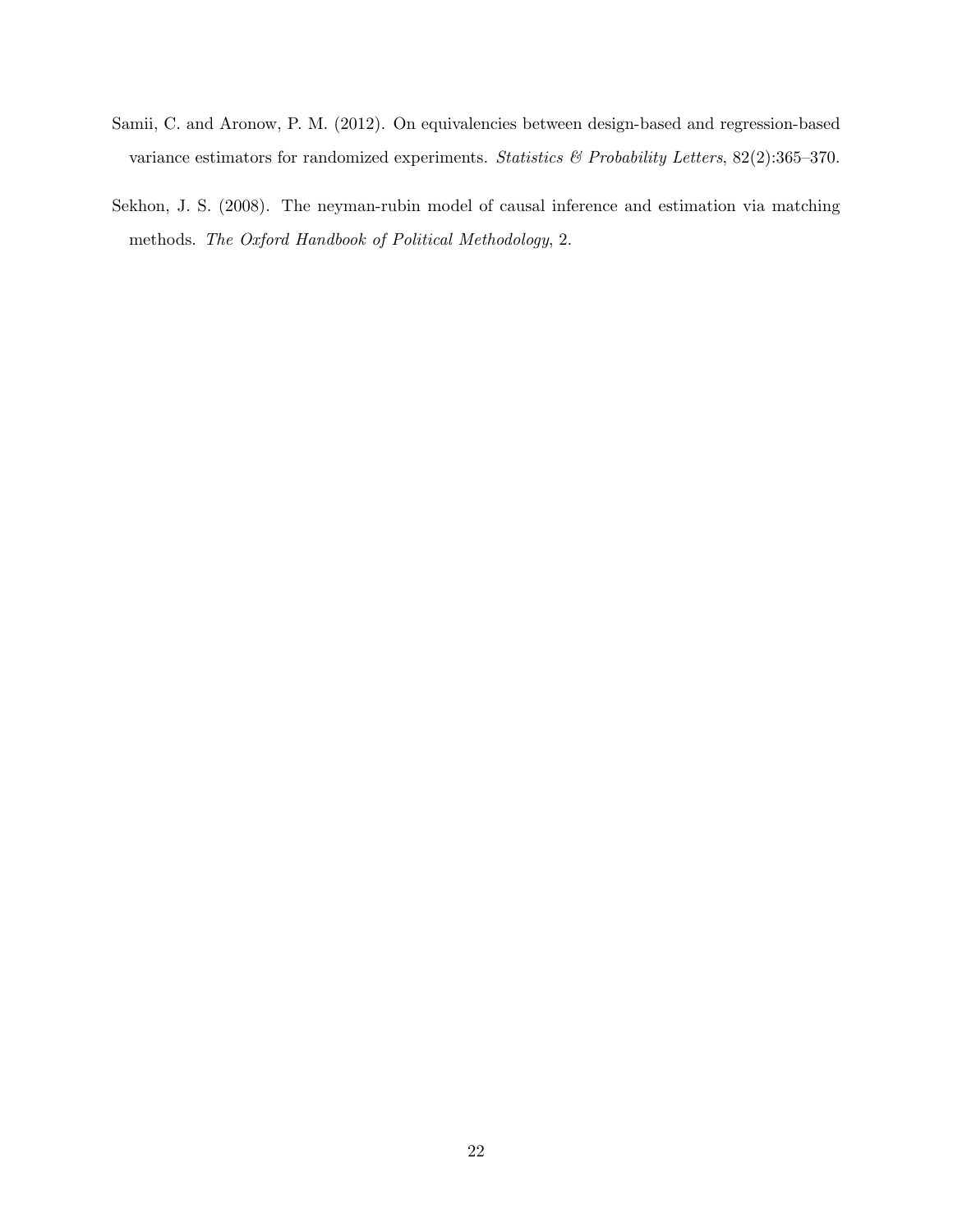Samii, C. and Aronow, P. M. (2012). On equivalencies between design-based and regression-based variance estimators for randomized experiments. *Statistics & Probability Letters*, 82(2):365–370.

Sekhon, J. S. (2008). The neyman-rubin model of causal inference and estimation via matching methods. *The Oxford Handbook of Political Methodology*, 2.